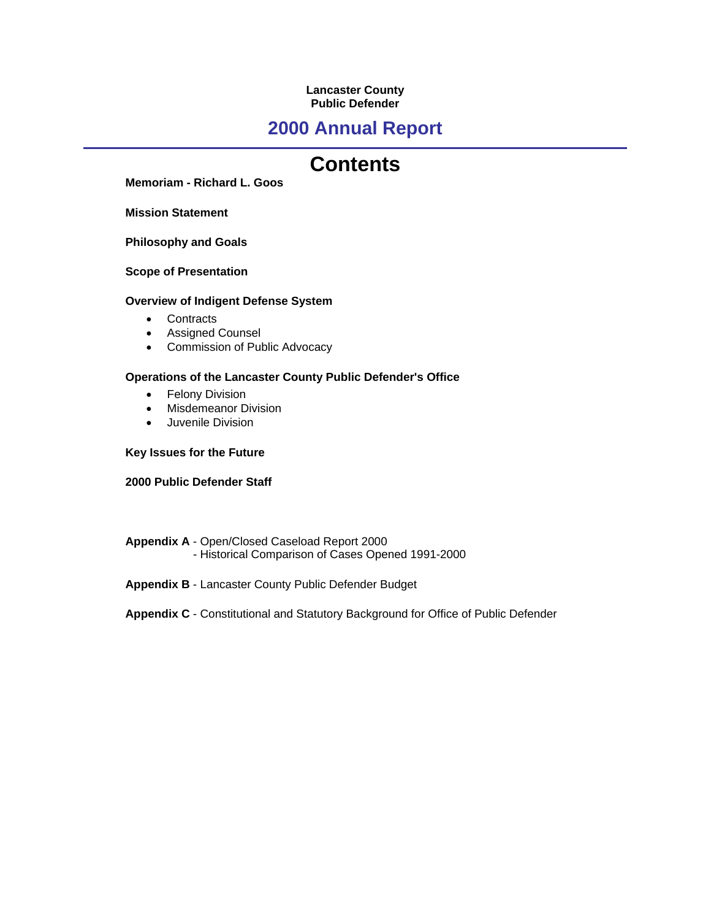**Lancaster County**
**Public Defender**

# 2000 Annual Report

---

## Contents

**Memoriam - Richard L. Goos**

**Mission Statement**

**Philosophy and Goals**

**Scope of Presentation**

**Overview of Indigent Defense System**

- Contracts
- Assigned Counsel
- Commission of Public Advocacy

**Operations of the Lancaster County Public Defender's Office**

- Felony Division
- Misdemeanor Division
- Juvenile Division

**Key Issues for the Future**

**2000 Public Defender Staff**

**Appendix A** - Open/Closed Caseload Report 2000
- Historical Comparison of Cases Opened 1991-2000

**Appendix B** - Lancaster County Public Defender Budget

**Appendix C** - Constitutional and Statutory Background for Office of Public Defender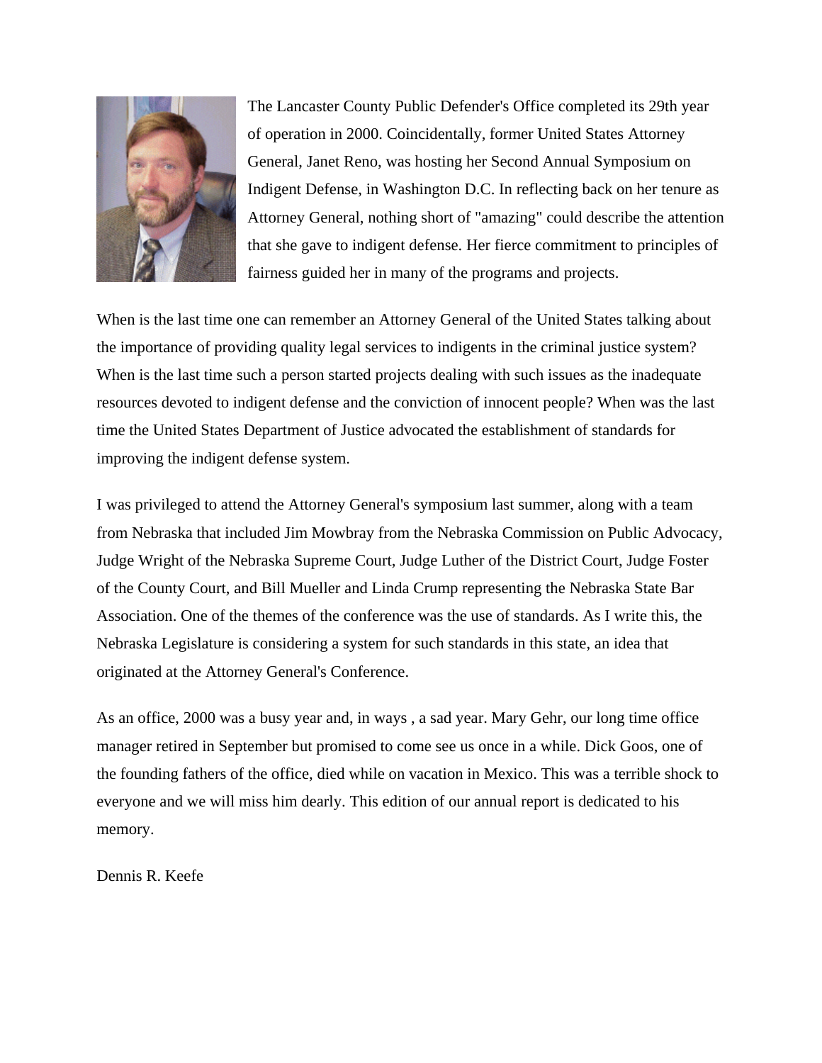The Lancaster County Public Defender's Office completed its 29th year of operation in 2000. Coincidentally, former United States Attorney General, Janet Reno, was hosting her Second Annual Symposium on Indigent Defense, in Washington D.C. In reflecting back on her tenure as Attorney General, nothing short of "amazing" could describe the attention that she gave to indigent defense. Her fierce commitment to principles of fairness guided her in many of the programs and projects.

When is the last time one can remember an Attorney General of the United States talking about the importance of providing quality legal services to indigents in the criminal justice system? When is the last time such a person started projects dealing with such issues as the inadequate resources devoted to indigent defense and the conviction of innocent people? When was the last time the United States Department of Justice advocated the establishment of standards for improving the indigent defense system.

I was privileged to attend the Attorney General's symposium last summer, along with a team from Nebraska that included Jim Mowbray from the Nebraska Commission on Public Advocacy, Judge Wright of the Nebraska Supreme Court, Judge Luther of the District Court, Judge Foster of the County Court, and Bill Mueller and Linda Crump representing the Nebraska State Bar Association. One of the themes of the conference was the use of standards. As I write this, the Nebraska Legislature is considering a system for such standards in this state, an idea that originated at the Attorney General's Conference.

As an office, 2000 was a busy year and, in ways , a sad year. Mary Gehr, our long time office manager retired in September but promised to come see us once in a while. Dick Goos, one of the founding fathers of the office, died while on vacation in Mexico. This was a terrible shock to everyone and we will miss him dearly. This edition of our annual report is dedicated to his memory.

Dennis R. Keefe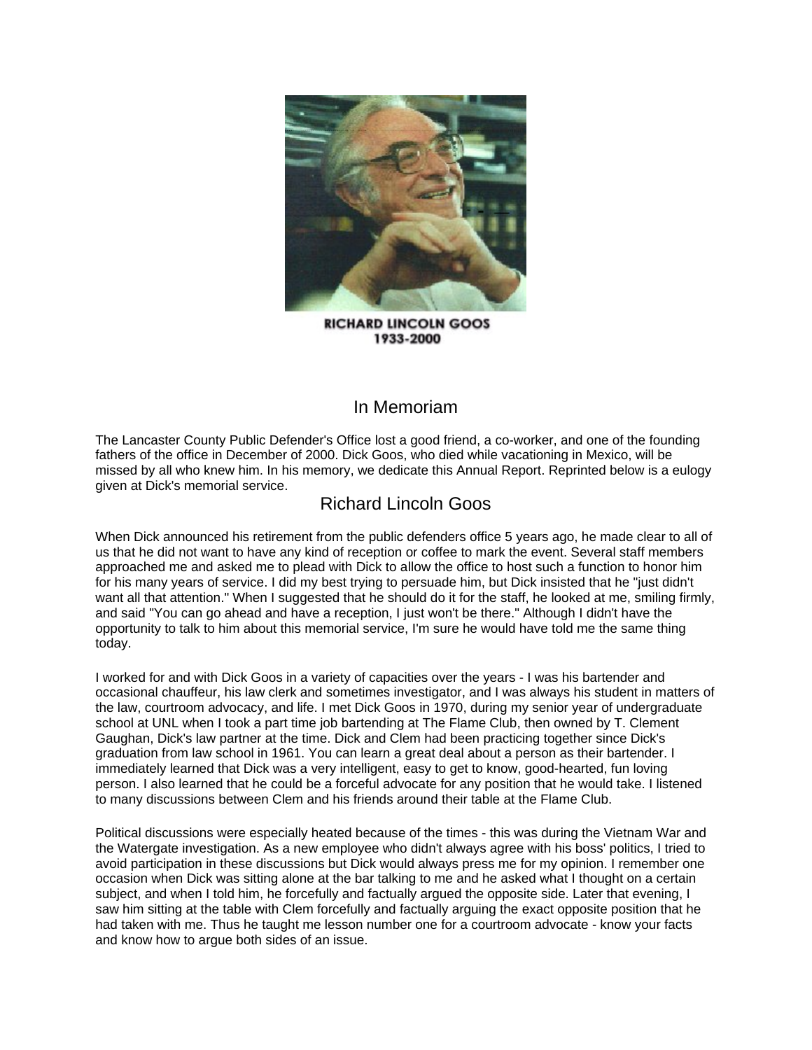RICHARD LINCOLN GOOS
1933-2000

## In Memoriam

The Lancaster County Public Defender's Office lost a good friend, a co-worker, and one of the founding fathers of the office in December of 2000. Dick Goos, who died while vacationing in Mexico, will be missed by all who knew him. In his memory, we dedicate this Annual Report. Reprinted below is a eulogy given at Dick's memorial service.

## Richard Lincoln Goos

When Dick announced his retirement from the public defenders office 5 years ago, he made clear to all of us that he did not want to have any kind of reception or coffee to mark the event. Several staff members approached me and asked me to plead with Dick to allow the office to host such a function to honor him for his many years of service. I did my best trying to persuade him, but Dick insisted that he "just didn't want all that attention." When I suggested that he should do it for the staff, he looked at me, smiling firmly, and said "You can go ahead and have a reception, I just won't be there." Although I didn't have the opportunity to talk to him about this memorial service, I'm sure he would have told me the same thing today.

I worked for and with Dick Goos in a variety of capacities over the years - I was his bartender and occasional chauffeur, his law clerk and sometimes investigator, and I was always his student in matters of the law, courtroom advocacy, and life. I met Dick Goos in 1970, during my senior year of undergraduate school at UNL when I took a part time job bartending at The Flame Club, then owned by T. Clement Gaughan, Dick's law partner at the time. Dick and Clem had been practicing together since Dick's graduation from law school in 1961. You can learn a great deal about a person as their bartender. I immediately learned that Dick was a very intelligent, easy to get to know, good-hearted, fun loving person. I also learned that he could be a forceful advocate for any position that he would take. I listened to many discussions between Clem and his friends around their table at the Flame Club.

Political discussions were especially heated because of the times - this was during the Vietnam War and the Watergate investigation. As a new employee who didn't always agree with his boss' politics, I tried to avoid participation in these discussions but Dick would always press me for my opinion. I remember one occasion when Dick was sitting alone at the bar talking to me and he asked what I thought on a certain subject, and when I told him, he forcefully and factually argued the opposite side. Later that evening, I saw him sitting at the table with Clem forcefully and factually arguing the exact opposite position that he had taken with me. Thus he taught me lesson number one for a courtroom advocate - know your facts and know how to argue both sides of an issue.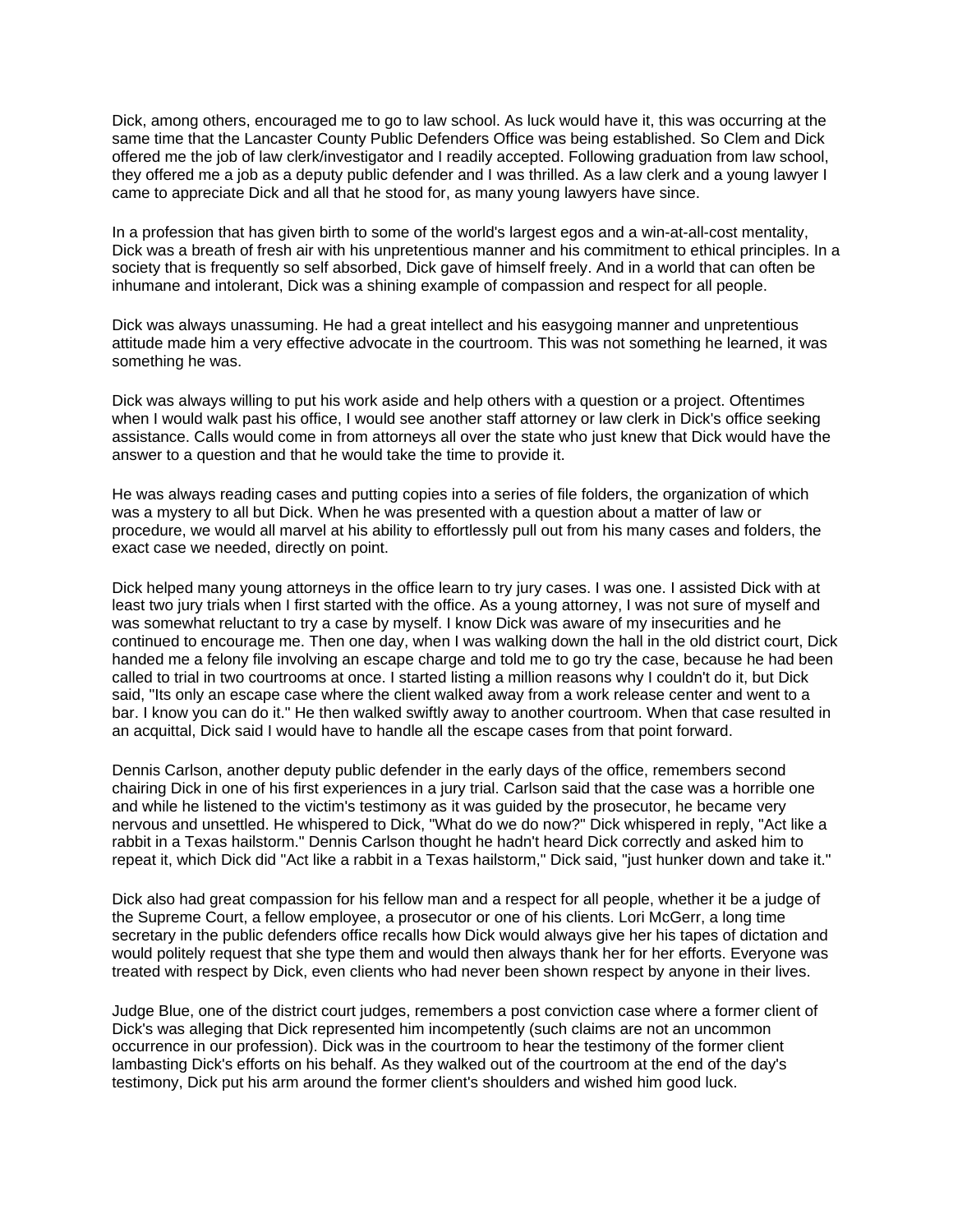Dick, among others, encouraged me to go to law school. As luck would have it, this was occurring at the same time that the Lancaster County Public Defenders Office was being established. So Clem and Dick offered me the job of law clerk/investigator and I readily accepted. Following graduation from law school, they offered me a job as a deputy public defender and I was thrilled. As a law clerk and a young lawyer I came to appreciate Dick and all that he stood for, as many young lawyers have since.

In a profession that has given birth to some of the world's largest egos and a win-at-all-cost mentality, Dick was a breath of fresh air with his unpretentious manner and his commitment to ethical principles. In a society that is frequently so self absorbed, Dick gave of himself freely. And in a world that can often be inhumane and intolerant, Dick was a shining example of compassion and respect for all people.

Dick was always unassuming. He had a great intellect and his easygoing manner and unpretentious attitude made him a very effective advocate in the courtroom. This was not something he learned, it was something he was.

Dick was always willing to put his work aside and help others with a question or a project. Oftentimes when I would walk past his office, I would see another staff attorney or law clerk in Dick's office seeking assistance. Calls would come in from attorneys all over the state who just knew that Dick would have the answer to a question and that he would take the time to provide it.

He was always reading cases and putting copies into a series of file folders, the organization of which was a mystery to all but Dick. When he was presented with a question about a matter of law or procedure, we would all marvel at his ability to effortlessly pull out from his many cases and folders, the exact case we needed, directly on point.

Dick helped many young attorneys in the office learn to try jury cases. I was one. I assisted Dick with at least two jury trials when I first started with the office. As a young attorney, I was not sure of myself and was somewhat reluctant to try a case by myself. I know Dick was aware of my insecurities and he continued to encourage me. Then one day, when I was walking down the hall in the old district court, Dick handed me a felony file involving an escape charge and told me to go try the case, because he had been called to trial in two courtrooms at once. I started listing a million reasons why I couldn't do it, but Dick said, "Its only an escape case where the client walked away from a work release center and went to a bar. I know you can do it." He then walked swiftly away to another courtroom. When that case resulted in an acquittal, Dick said I would have to handle all the escape cases from that point forward.

Dennis Carlson, another deputy public defender in the early days of the office, remembers second chairing Dick in one of his first experiences in a jury trial. Carlson said that the case was a horrible one and while he listened to the victim's testimony as it was guided by the prosecutor, he became very nervous and unsettled. He whispered to Dick, "What do we do now?" Dick whispered in reply, "Act like a rabbit in a Texas hailstorm." Dennis Carlson thought he hadn't heard Dick correctly and asked him to repeat it, which Dick did "Act like a rabbit in a Texas hailstorm," Dick said, "just hunker down and take it."

Dick also had great compassion for his fellow man and a respect for all people, whether it be a judge of the Supreme Court, a fellow employee, a prosecutor or one of his clients. Lori McGerr, a long time secretary in the public defenders office recalls how Dick would always give her his tapes of dictation and would politely request that she type them and would then always thank her for her efforts. Everyone was treated with respect by Dick, even clients who had never been shown respect by anyone in their lives.

Judge Blue, one of the district court judges, remembers a post conviction case where a former client of Dick's was alleging that Dick represented him incompetently (such claims are not an uncommon occurrence in our profession). Dick was in the courtroom to hear the testimony of the former client lambasting Dick's efforts on his behalf. As they walked out of the courtroom at the end of the day's testimony, Dick put his arm around the former client's shoulders and wished him good luck.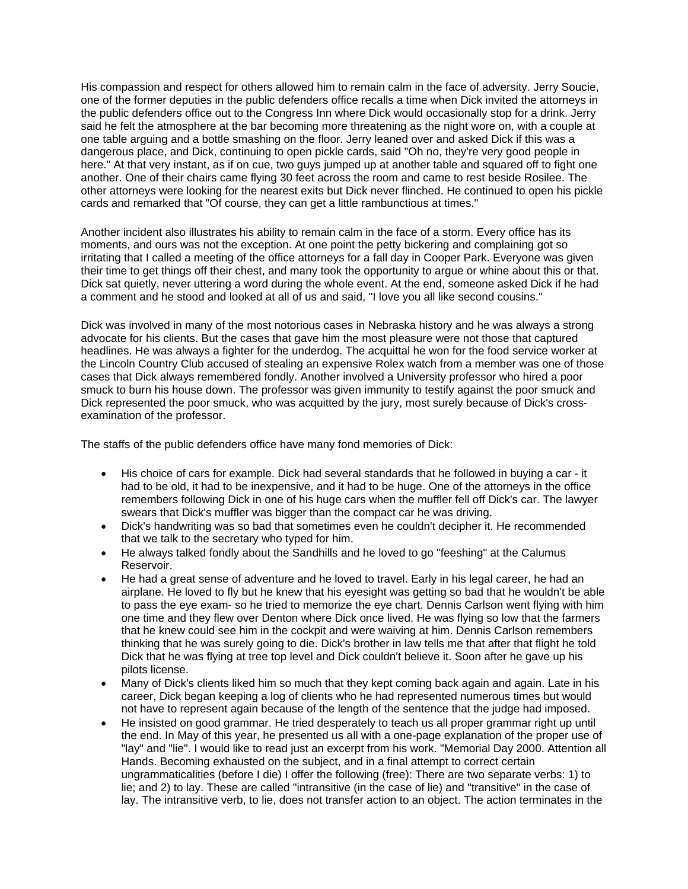His compassion and respect for others allowed him to remain calm in the face of adversity. Jerry Soucie, one of the former deputies in the public defenders office recalls a time when Dick invited the attorneys in the public defenders office out to the Congress Inn where Dick would occasionally stop for a drink. Jerry said he felt the atmosphere at the bar becoming more threatening as the night wore on, with a couple at one table arguing and a bottle smashing on the floor. Jerry leaned over and asked Dick if this was a dangerous place, and Dick, continuing to open pickle cards, said "Oh no, they're very good people in here." At that very instant, as if on cue, two guys jumped up at another table and squared off to fight one another. One of their chairs came flying 30 feet across the room and came to rest beside Rosilee. The other attorneys were looking for the nearest exits but Dick never flinched. He continued to open his pickle cards and remarked that "Of course, they can get a little rambunctious at times."

Another incident also illustrates his ability to remain calm in the face of a storm. Every office has its moments, and ours was not the exception. At one point the petty bickering and complaining got so irritating that I called a meeting of the office attorneys for a fall day in Cooper Park. Everyone was given their time to get things off their chest, and many took the opportunity to argue or whine about this or that. Dick sat quietly, never uttering a word during the whole event. At the end, someone asked Dick if he had a comment and he stood and looked at all of us and said, "I love you all like second cousins."

Dick was involved in many of the most notorious cases in Nebraska history and he was always a strong advocate for his clients. But the cases that gave him the most pleasure were not those that captured headlines. He was always a fighter for the underdog. The acquittal he won for the food service worker at the Lincoln Country Club accused of stealing an expensive Rolex watch from a member was one of those cases that Dick always remembered fondly. Another involved a University professor who hired a poor smuck to burn his house down. The professor was given immunity to testify against the poor smuck and Dick represented the poor smuck, who was acquitted by the jury, most surely because of Dick's cross-examination of the professor.

The staffs of the public defenders office have many fond memories of Dick:

- His choice of cars for example. Dick had several standards that he followed in buying a car - it had to be old, it had to be inexpensive, and it had to be huge. One of the attorneys in the office remembers following Dick in one of his huge cars when the muffler fell off Dick's car. The lawyer swears that Dick's muffler was bigger than the compact car he was driving.
- Dick's handwriting was so bad that sometimes even he couldn't decipher it. He recommended that we talk to the secretary who typed for him.
- He always talked fondly about the Sandhills and he loved to go "feeshing" at the Calumus Reservoir.
- He had a great sense of adventure and he loved to travel. Early in his legal career, he had an airplane. He loved to fly but he knew that his eyesight was getting so bad that he wouldn't be able to pass the eye exam- so he tried to memorize the eye chart. Dennis Carlson went flying with him one time and they flew over Denton where Dick once lived. He was flying so low that the farmers that he knew could see him in the cockpit and were waiving at him. Dennis Carlson remembers thinking that he was surely going to die. Dick's brother in law tells me that after that flight he told Dick that he was flying at tree top level and Dick couldn't believe it. Soon after he gave up his pilots license.
- Many of Dick's clients liked him so much that they kept coming back again and again. Late in his career, Dick began keeping a log of clients who he had represented numerous times but would not have to represent again because of the length of the sentence that the judge had imposed.
- He insisted on good grammar. He tried desperately to teach us all proper grammar right up until the end. In May of this year, he presented us all with a one-page explanation of the proper use of "lay" and "lie". I would like to read just an excerpt from his work. "Memorial Day 2000. Attention all Hands. Becoming exhausted on the subject, and in a final attempt to correct certain ungrammaticalities (before I die) I offer the following (free): There are two separate verbs: 1) to lie; and 2) to lay. These are called "intransitive (in the case of lie) and "transitive" in the case of lay. The intransitive verb, to lie, does not transfer action to an object. The action terminates in the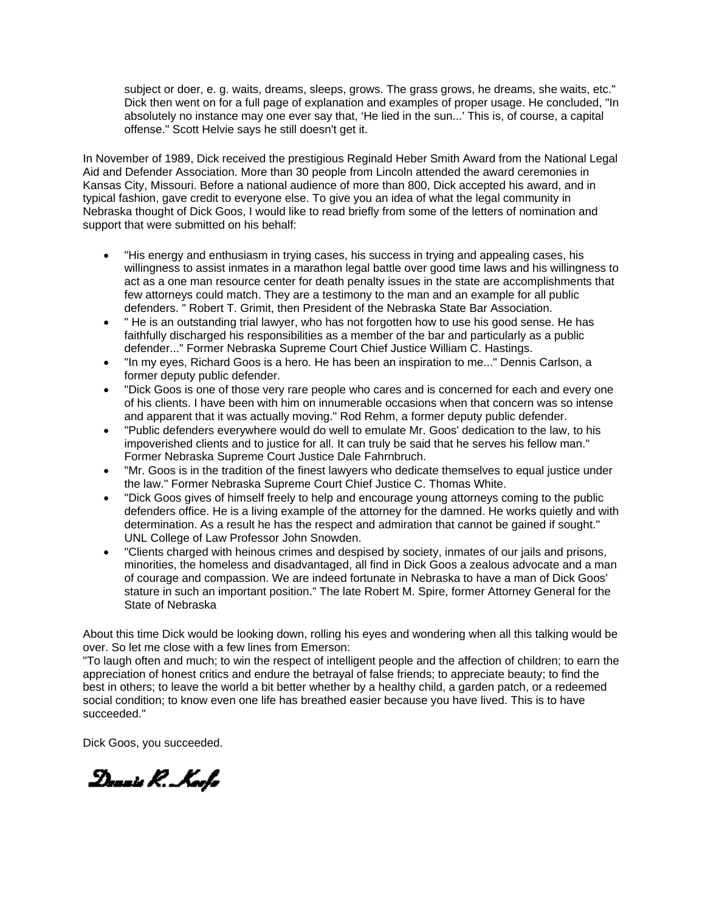subject or doer, e. g. waits, dreams, sleeps, grows. The grass grows, he dreams, she waits, etc." Dick then went on for a full page of explanation and examples of proper usage. He concluded, "In absolutely no instance may one ever say that, 'He lied in the sun...' This is, of course, a capital offense." Scott Helvie says he still doesn't get it.

In November of 1989, Dick received the prestigious Reginald Heber Smith Award from the National Legal Aid and Defender Association. More than 30 people from Lincoln attended the award ceremonies in Kansas City, Missouri. Before a national audience of more than 800, Dick accepted his award, and in typical fashion, gave credit to everyone else. To give you an idea of what the legal community in Nebraska thought of Dick Goos, I would like to read briefly from some of the letters of nomination and support that were submitted on his behalf:

- "His energy and enthusiasm in trying cases, his success in trying and appealing cases, his willingness to assist inmates in a marathon legal battle over good time laws and his willingness to act as a one man resource center for death penalty issues in the state are accomplishments that few attorneys could match. They are a testimony to the man and an example for all public defenders. " Robert T. Grimit, then President of the Nebraska State Bar Association.
- " He is an outstanding trial lawyer, who has not forgotten how to use his good sense. He has faithfully discharged his responsibilities as a member of the bar and particularly as a public defender..." Former Nebraska Supreme Court Chief Justice William C. Hastings.
- "In my eyes, Richard Goos is a hero. He has been an inspiration to me..." Dennis Carlson, a former deputy public defender.
- "Dick Goos is one of those very rare people who cares and is concerned for each and every one of his clients. I have been with him on innumerable occasions when that concern was so intense and apparent that it was actually moving." Rod Rehm, a former deputy public defender.
- "Public defenders everywhere would do well to emulate Mr. Goos' dedication to the law, to his impoverished clients and to justice for all. It can truly be said that he serves his fellow man." Former Nebraska Supreme Court Justice Dale Fahrnbruch.
- "Mr. Goos is in the tradition of the finest lawyers who dedicate themselves to equal justice under the law." Former Nebraska Supreme Court Chief Justice C. Thomas White.
- "Dick Goos gives of himself freely to help and encourage young attorneys coming to the public defenders office. He is a living example of the attorney for the damned. He works quietly and with determination. As a result he has the respect and admiration that cannot be gained if sought." UNL College of Law Professor John Snowden.
- "Clients charged with heinous crimes and despised by society, inmates of our jails and prisons, minorities, the homeless and disadvantaged, all find in Dick Goos a zealous advocate and a man of courage and compassion. We are indeed fortunate in Nebraska to have a man of Dick Goos' stature in such an important position." The late Robert M. Spire, former Attorney General for the State of Nebraska

About this time Dick would be looking down, rolling his eyes and wondering when all this talking would be over. So let me close with a few lines from Emerson:
"To laugh often and much; to win the respect of intelligent people and the affection of children; to earn the appreciation of honest critics and endure the betrayal of false friends; to appreciate beauty; to find the best in others; to leave the world a bit better whether by a healthy child, a garden patch, or a redeemed social condition; to know even one life has breathed easier because you have lived. This is to have succeeded."

Dick Goos, you succeeded.

Dennis R. Keefe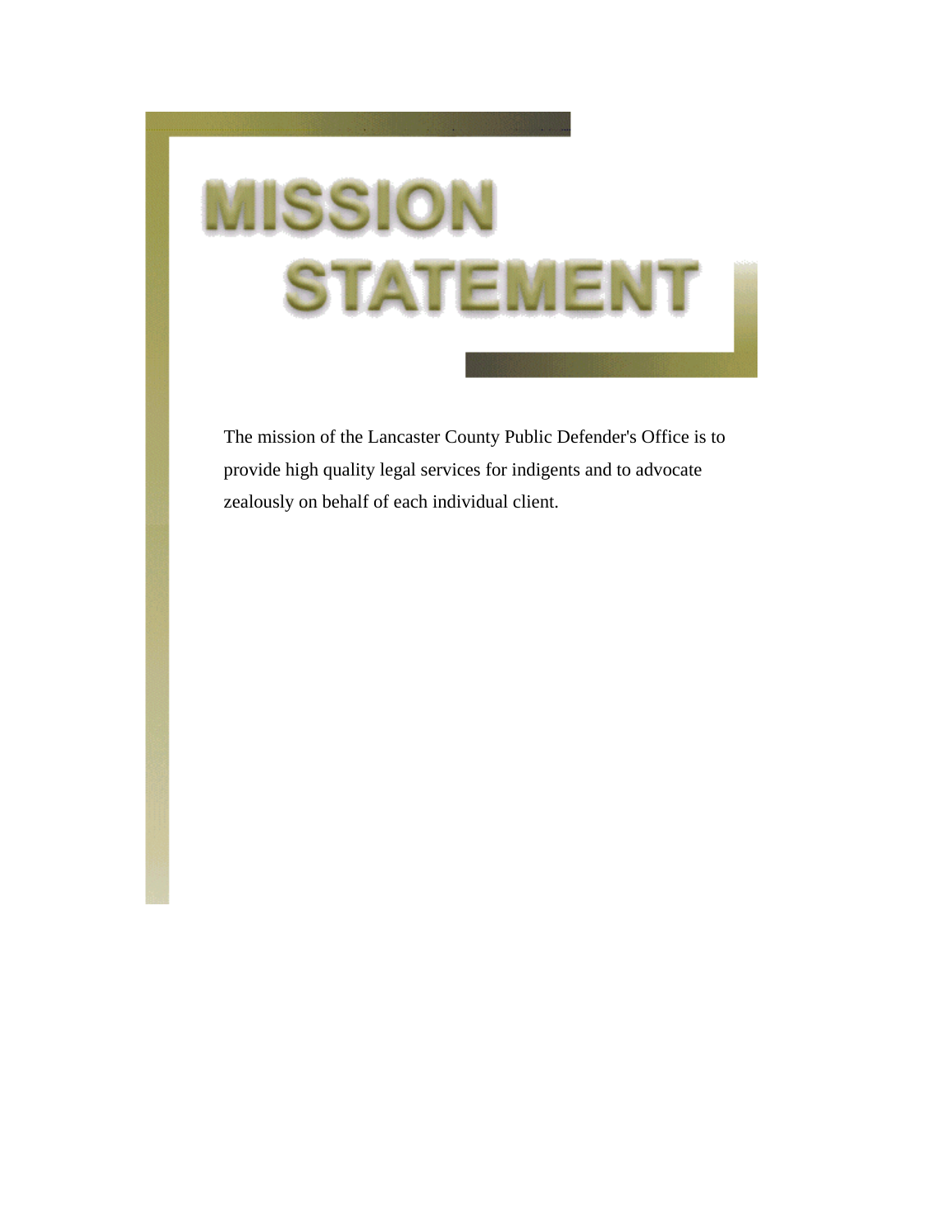# MISSION STATEMENT

The mission of the Lancaster County Public Defender's Office is to provide high quality legal services for indigents and to advocate zealously on behalf of each individual client.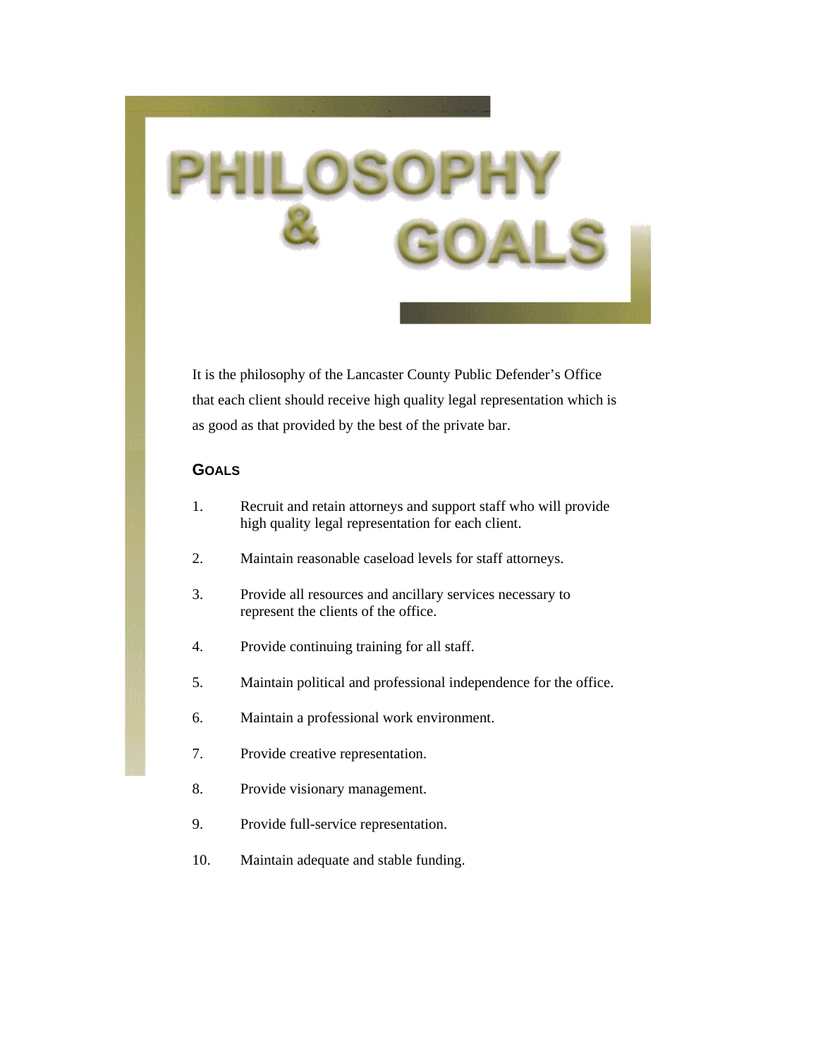# PHILOSOPHY & GOALS

It is the philosophy of the Lancaster County Public Defender's Office that each client should receive high quality legal representation which is as good as that provided by the best of the private bar.

## GOALS

1. Recruit and retain attorneys and support staff who will provide high quality legal representation for each client.
2. Maintain reasonable caseload levels for staff attorneys.
3. Provide all resources and ancillary services necessary to represent the clients of the office.
4. Provide continuing training for all staff.
5. Maintain political and professional independence for the office.
6. Maintain a professional work environment.
7. Provide creative representation.
8. Provide visionary management.
9. Provide full-service representation.
10. Maintain adequate and stable funding.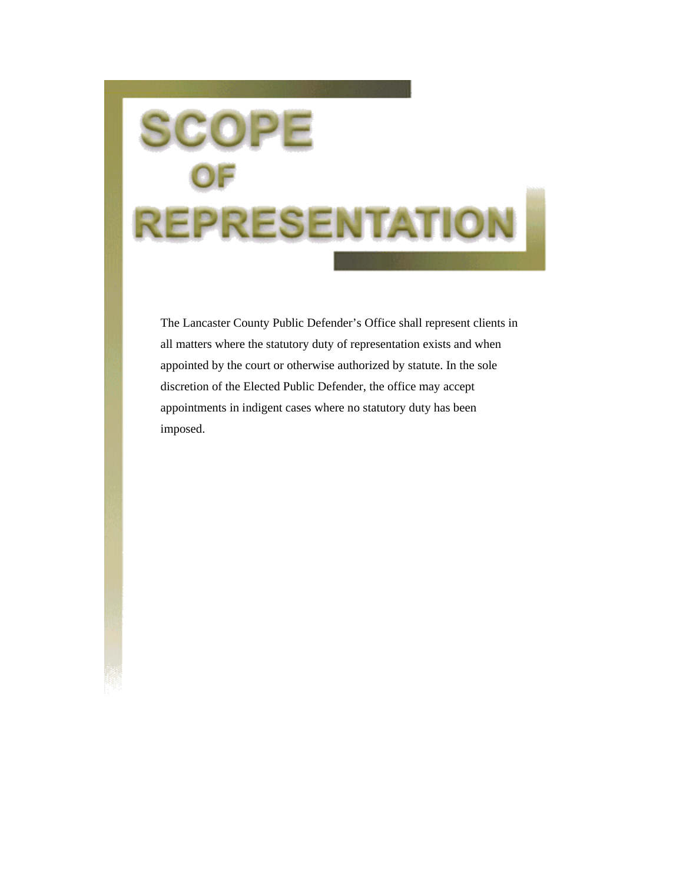# SCOPE OF REPRESENTATION

The Lancaster County Public Defender's Office shall represent clients in all matters where the statutory duty of representation exists and when appointed by the court or otherwise authorized by statute. In the sole discretion of the Elected Public Defender, the office may accept appointments in indigent cases where no statutory duty has been imposed.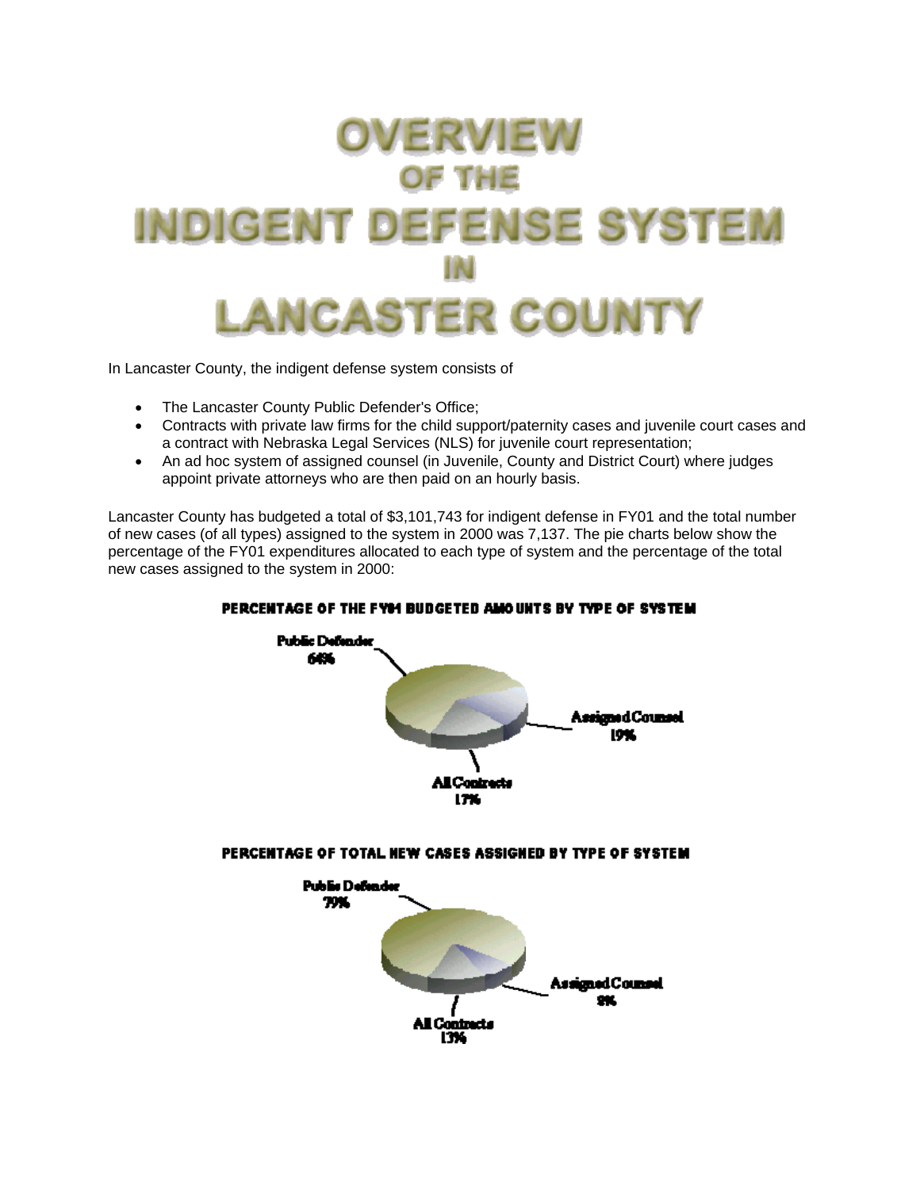# OVERVIEW OF THE INDIGENT DEFENSE SYSTEM IN LANCASTER COUNTY

In Lancaster County, the indigent defense system consists of

- The Lancaster County Public Defender's Office;
- Contracts with private law firms for the child support/paternity cases and juvenile court cases and a contract with Nebraska Legal Services (NLS) for juvenile court representation;
- An ad hoc system of assigned counsel (in Juvenile, County and District Court) where judges appoint private attorneys who are then paid on an hourly basis.

Lancaster County has budgeted a total of $3,101,743 for indigent defense in FY01 and the total number of new cases (of all types) assigned to the system in 2000 was 7,137. The pie charts below show the percentage of the FY01 expenditures allocated to each type of system and the percentage of the total new cases assigned to the system in 2000:

**PERCENTAGE OF THE FY01 BUDGETED AMOUNTS BY TYPE OF SYSTEM**

Public Defender 64%

Assigned Counsel 19%

All Contracts 17%

**PERCENTAGE OF TOTAL NEW CASES ASSIGNED BY TYPE OF SYSTEM**

Public Defender 79%

Assigned Counsel 8%

All Contracts 13%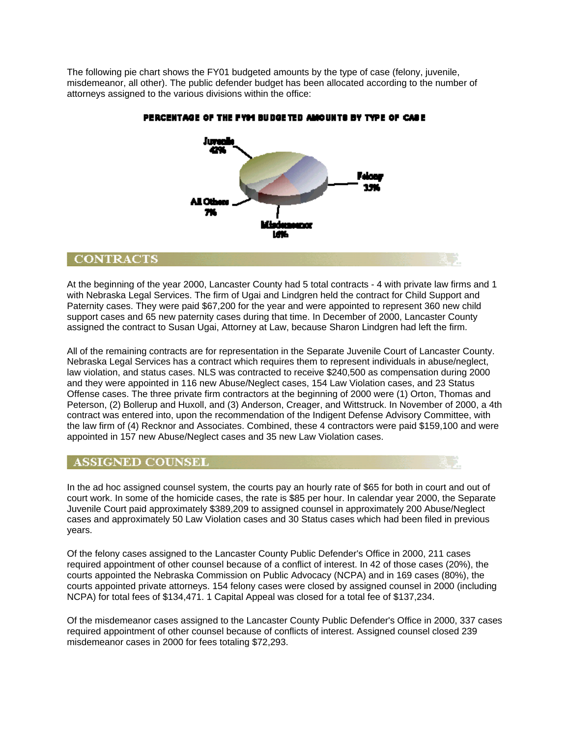The following pie chart shows the FY01 budgeted amounts by the type of case (felony, juvenile, misdemeanor, all other). The public defender budget has been allocated according to the number of attorneys assigned to the various divisions within the office:

**PERCENTAGE OF THE FY01 BUDGETED AMOUNTS BY TYPE OF CASE**

Juvenile 42%

Felony 35%

All Others 7%

Misdemeanor 16%

## CONTRACTS

At the beginning of the year 2000, Lancaster County had 5 total contracts - 4 with private law firms and 1 with Nebraska Legal Services. The firm of Ugai and Lindgren held the contract for Child Support and Paternity cases. They were paid $67,200 for the year and were appointed to represent 360 new child support cases and 65 new paternity cases during that time. In December of 2000, Lancaster County assigned the contract to Susan Ugai, Attorney at Law, because Sharon Lindgren had left the firm.

All of the remaining contracts are for representation in the Separate Juvenile Court of Lancaster County. Nebraska Legal Services has a contract which requires them to represent individuals in abuse/neglect, law violation, and status cases. NLS was contracted to receive $240,500 as compensation during 2000 and they were appointed in 116 new Abuse/Neglect cases, 154 Law Violation cases, and 23 Status Offense cases. The three private firm contractors at the beginning of 2000 were (1) Orton, Thomas and Peterson, (2) Bollerup and Huxoll, and (3) Anderson, Creager, and Wittstruck. In November of 2000, a 4th contract was entered into, upon the recommendation of the Indigent Defense Advisory Committee, with the law firm of (4) Recknor and Associates. Combined, these 4 contractors were paid $159,100 and were appointed in 157 new Abuse/Neglect cases and 35 new Law Violation cases.

## ASSIGNED COUNSEL

In the ad hoc assigned counsel system, the courts pay an hourly rate of $65 for both in court and out of court work. In some of the homicide cases, the rate is $85 per hour. In calendar year 2000, the Separate Juvenile Court paid approximately $389,209 to assigned counsel in approximately 200 Abuse/Neglect cases and approximately 50 Law Violation cases and 30 Status cases which had been filed in previous years.

Of the felony cases assigned to the Lancaster County Public Defender's Office in 2000, 211 cases required appointment of other counsel because of a conflict of interest. In 42 of those cases (20%), the courts appointed the Nebraska Commission on Public Advocacy (NCPA) and in 169 cases (80%), the courts appointed private attorneys. 154 felony cases were closed by assigned counsel in 2000 (including NCPA) for total fees of $134,471. 1 Capital Appeal was closed for a total fee of $137,234.

Of the misdemeanor cases assigned to the Lancaster County Public Defender's Office in 2000, 337 cases required appointment of other counsel because of conflicts of interest. Assigned counsel closed 239 misdemeanor cases in 2000 for fees totaling $72,293.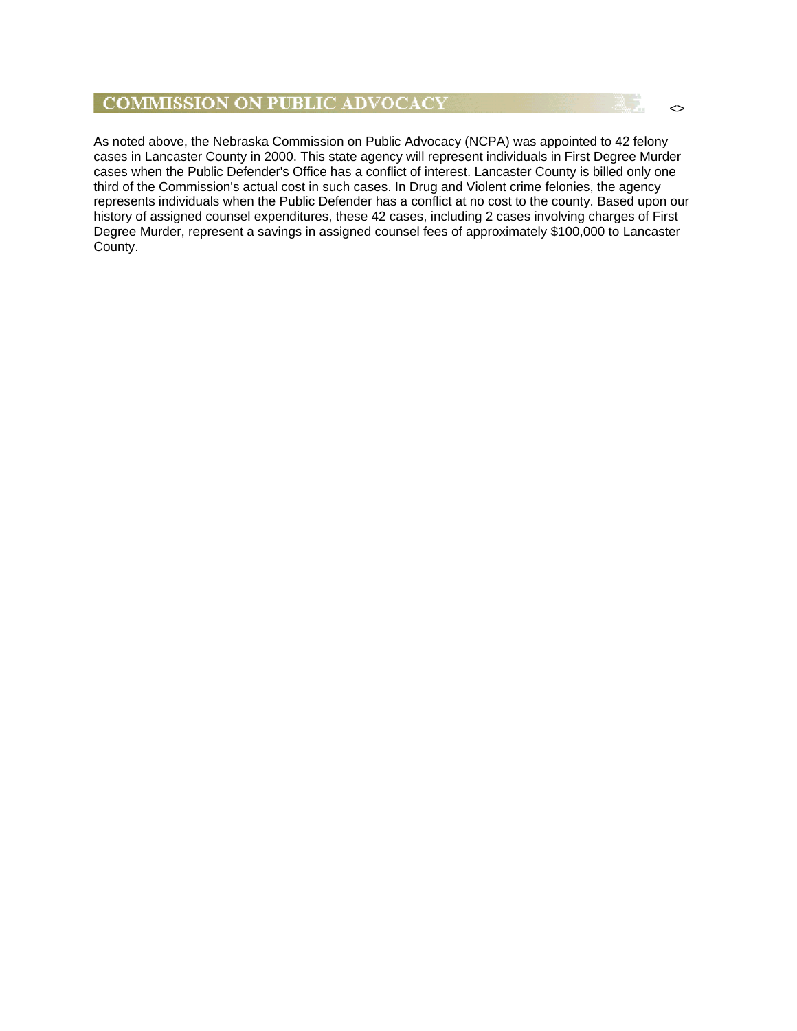## COMMISSION ON PUBLIC ADVOCACY

As noted above, the Nebraska Commission on Public Advocacy (NCPA) was appointed to 42 felony cases in Lancaster County in 2000. This state agency will represent individuals in First Degree Murder cases when the Public Defender's Office has a conflict of interest. Lancaster County is billed only one third of the Commission's actual cost in such cases. In Drug and Violent crime felonies, the agency represents individuals when the Public Defender has a conflict at no cost to the county. Based upon our history of assigned counsel expenditures, these 42 cases, including 2 cases involving charges of First Degree Murder, represent a savings in assigned counsel fees of approximately $100,000 to Lancaster County.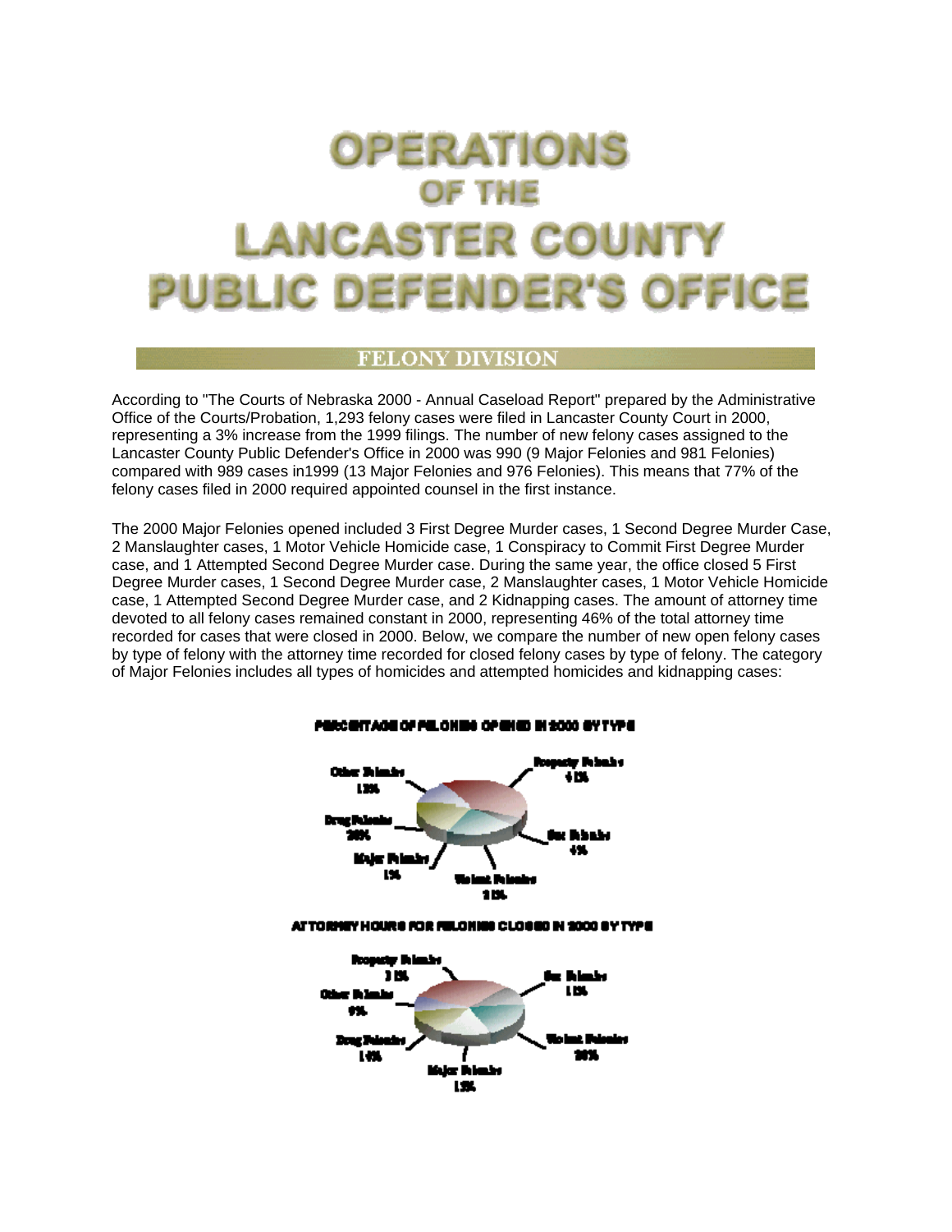# OPERATIONS OF THE LANCASTER COUNTY PUBLIC DEFENDER'S OFFICE

## FELONY DIVISION

According to "The Courts of Nebraska 2000 - Annual Caseload Report" prepared by the Administrative Office of the Courts/Probation, 1,293 felony cases were filed in Lancaster County Court in 2000, representing a 3% increase from the 1999 filings. The number of new felony cases assigned to the Lancaster County Public Defender's Office in 2000 was 990 (9 Major Felonies and 981 Felonies) compared with 989 cases in1999 (13 Major Felonies and 976 Felonies). This means that 77% of the felony cases filed in 2000 required appointed counsel in the first instance.

The 2000 Major Felonies opened included 3 First Degree Murder cases, 1 Second Degree Murder Case, 2 Manslaughter cases, 1 Motor Vehicle Homicide case, 1 Conspiracy to Commit First Degree Murder case, and 1 Attempted Second Degree Murder case. During the same year, the office closed 5 First Degree Murder cases, 1 Second Degree Murder case, 2 Manslaughter cases, 1 Motor Vehicle Homicide case, 1 Attempted Second Degree Murder case, and 2 Kidnapping cases. The amount of attorney time devoted to all felony cases remained constant in 2000, representing 46% of the total attorney time recorded for cases that were closed in 2000. Below, we compare the number of new open felony cases by type of felony with the attorney time recorded for closed felony cases by type of felony. The category of Major Felonies includes all types of homicides and attempted homicides and kidnapping cases:

**PERCENTAGE OF FELONIES OPENED IN 2000 BY TYPE**

| Type | Percentage |
|---|---|
| Property Felonies | 41% |
| Sex Felonies | 4% |
| Violent Felonies | 21% |
| Major Felonies | 1% |
| Drug Felonies | 20% |
| Other Felonies | 13% |

**ATTORNEY HOURS FOR FELONIES CLOSED IN 2000 BY TYPE**

| Type | Percentage |
|---|---|
| Property Felonies | 31% |
| Sex Felonies | 11% |
| Violent Felonies | 20% |
| Major Felonies | 15% |
| Drug Felonies | 14% |
| Other Felonies | 9% |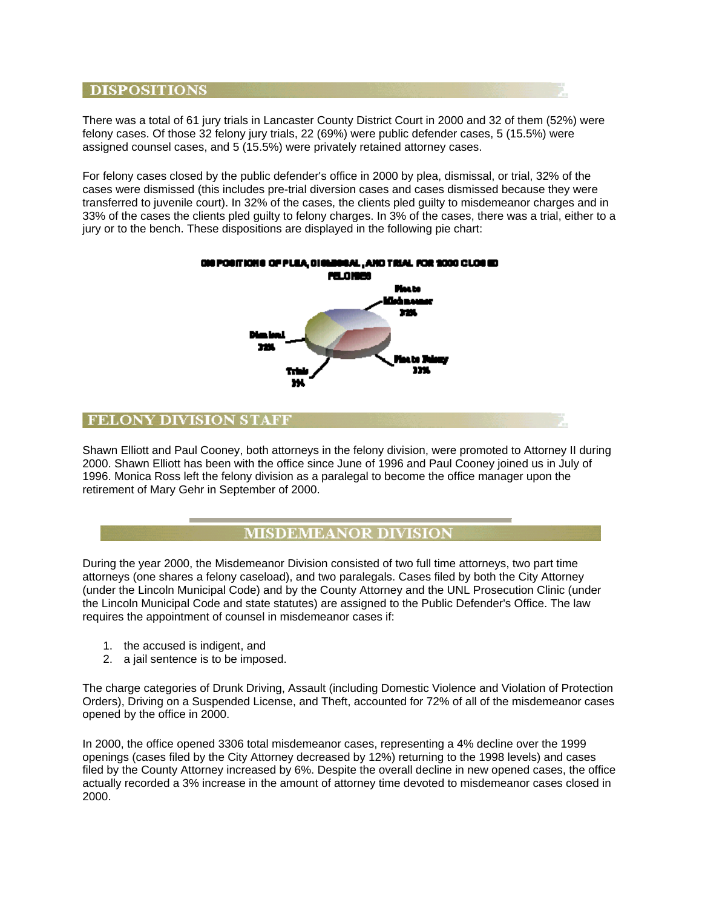## DISPOSITIONS

There was a total of 61 jury trials in Lancaster County District Court in 2000 and 32 of them (52%) were felony cases. Of those 32 felony jury trials, 22 (69%) were public defender cases, 5 (15.5%) were assigned counsel cases, and 5 (15.5%) were privately retained attorney cases.

For felony cases closed by the public defender's office in 2000 by plea, dismissal, or trial, 32% of the cases were dismissed (this includes pre-trial diversion cases and cases dismissed because they were transferred to juvenile court). In 32% of the cases, the clients pled guilty to misdemeanor charges and in 33% of the cases the clients pled guilty to felony charges. In 3% of the cases, there was a trial, either to a jury or to the bench. These dispositions are displayed in the following pie chart:

DISPOSITIONS OF PLEA, DISMISSAL, AND TRIAL FOR 2000 CLOSED FELONIES

Plea to Misdemeanor 32%

Dismissal 32%

Plea to Felony 33%

Trials 3%

## FELONY DIVISION STAFF

Shawn Elliott and Paul Cooney, both attorneys in the felony division, were promoted to Attorney II during 2000. Shawn Elliott has been with the office since June of 1996 and Paul Cooney joined us in July of 1996. Monica Ross left the felony division as a paralegal to become the office manager upon the retirement of Mary Gehr in September of 2000.

# MISDEMEANOR DIVISION

During the year 2000, the Misdemeanor Division consisted of two full time attorneys, two part time attorneys (one shares a felony caseload), and two paralegals. Cases filed by both the City Attorney (under the Lincoln Municipal Code) and by the County Attorney and the UNL Prosecution Clinic (under the Lincoln Municipal Code and state statutes) are assigned to the Public Defender's Office. The law requires the appointment of counsel in misdemeanor cases if:

1. the accused is indigent, and
2. a jail sentence is to be imposed.

The charge categories of Drunk Driving, Assault (including Domestic Violence and Violation of Protection Orders), Driving on a Suspended License, and Theft, accounted for 72% of all of the misdemeanor cases opened by the office in 2000.

In 2000, the office opened 3306 total misdemeanor cases, representing a 4% decline over the 1999 openings (cases filed by the City Attorney decreased by 12%) returning to the 1998 levels) and cases filed by the County Attorney increased by 6%. Despite the overall decline in new opened cases, the office actually recorded a 3% increase in the amount of attorney time devoted to misdemeanor cases closed in 2000.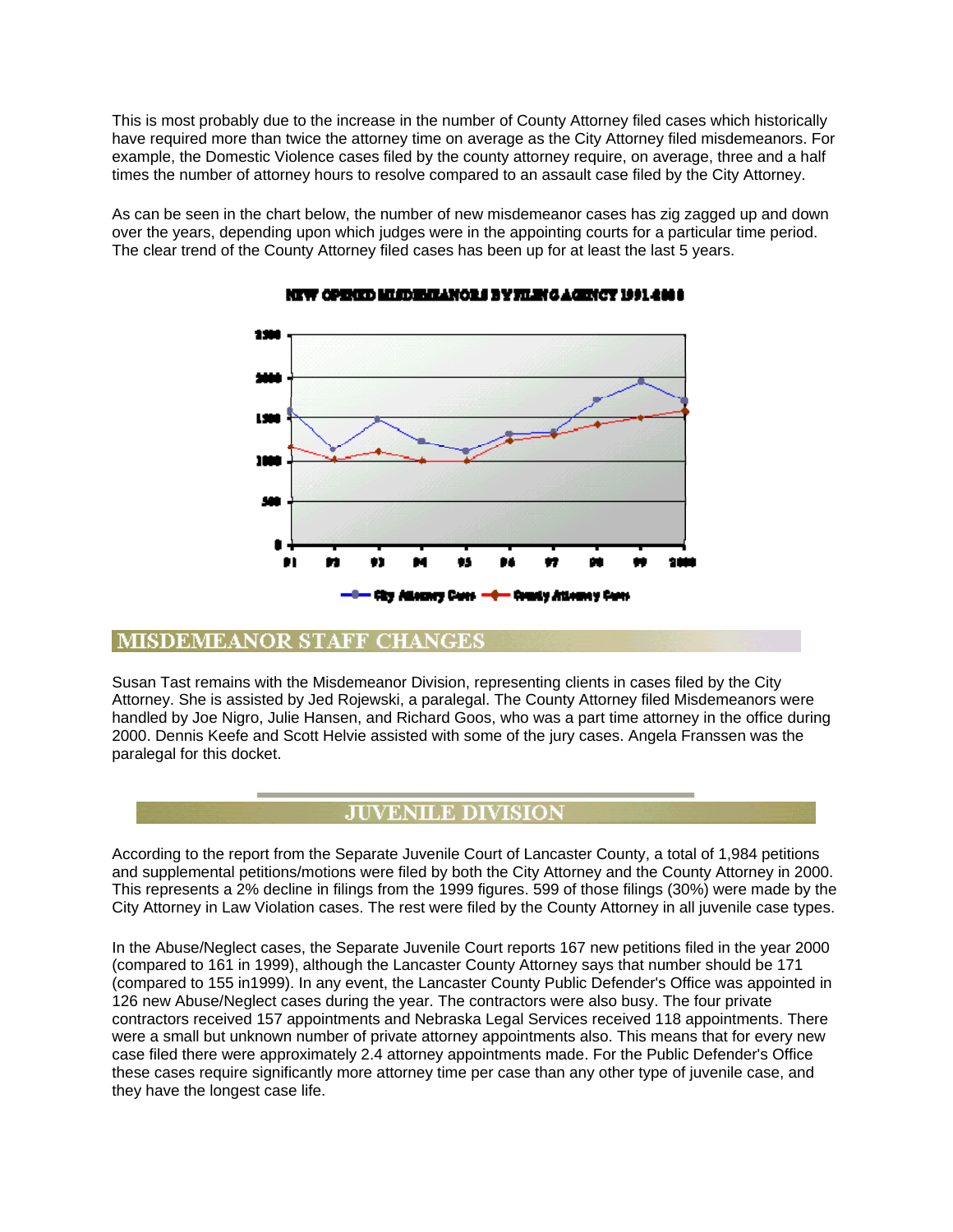This is most probably due to the increase in the number of County Attorney filed cases which historically have required more than twice the attorney time on average as the City Attorney filed misdemeanors. For example, the Domestic Violence cases filed by the county attorney require, on average, three and a half times the number of attorney hours to resolve compared to an assault case filed by the City Attorney.

As can be seen in the chart below, the number of new misdemeanor cases has zig zagged up and down over the years, depending upon which judges were in the appointing courts for a particular time period. The clear trend of the County Attorney filed cases has been up for at least the last 5 years.

NEW OPENED MISDEMEANORS BY FILING AGENCY 1991-2000

## MISDEMEANOR STAFF CHANGES

Susan Tast remains with the Misdemeanor Division, representing clients in cases filed by the City Attorney. She is assisted by Jed Rojewski, a paralegal. The County Attorney filed Misdemeanors were handled by Joe Nigro, Julie Hansen, and Richard Goos, who was a part time attorney in the office during 2000. Dennis Keefe and Scott Helvie assisted with some of the jury cases. Angela Franssen was the paralegal for this docket.

## JUVENILE DIVISION

According to the report from the Separate Juvenile Court of Lancaster County, a total of 1,984 petitions and supplemental petitions/motions were filed by both the City Attorney and the County Attorney in 2000. This represents a 2% decline in filings from the 1999 figures. 599 of those filings (30%) were made by the City Attorney in Law Violation cases. The rest were filed by the County Attorney in all juvenile case types.

In the Abuse/Neglect cases, the Separate Juvenile Court reports 167 new petitions filed in the year 2000 (compared to 161 in 1999), although the Lancaster County Attorney says that number should be 171 (compared to 155 in1999). In any event, the Lancaster County Public Defender's Office was appointed in 126 new Abuse/Neglect cases during the year. The contractors were also busy. The four private contractors received 157 appointments and Nebraska Legal Services received 118 appointments. There were a small but unknown number of private attorney appointments also. This means that for every new case filed there were approximately 2.4 attorney appointments made. For the Public Defender's Office these cases require significantly more attorney time per case than any other type of juvenile case, and they have the longest case life.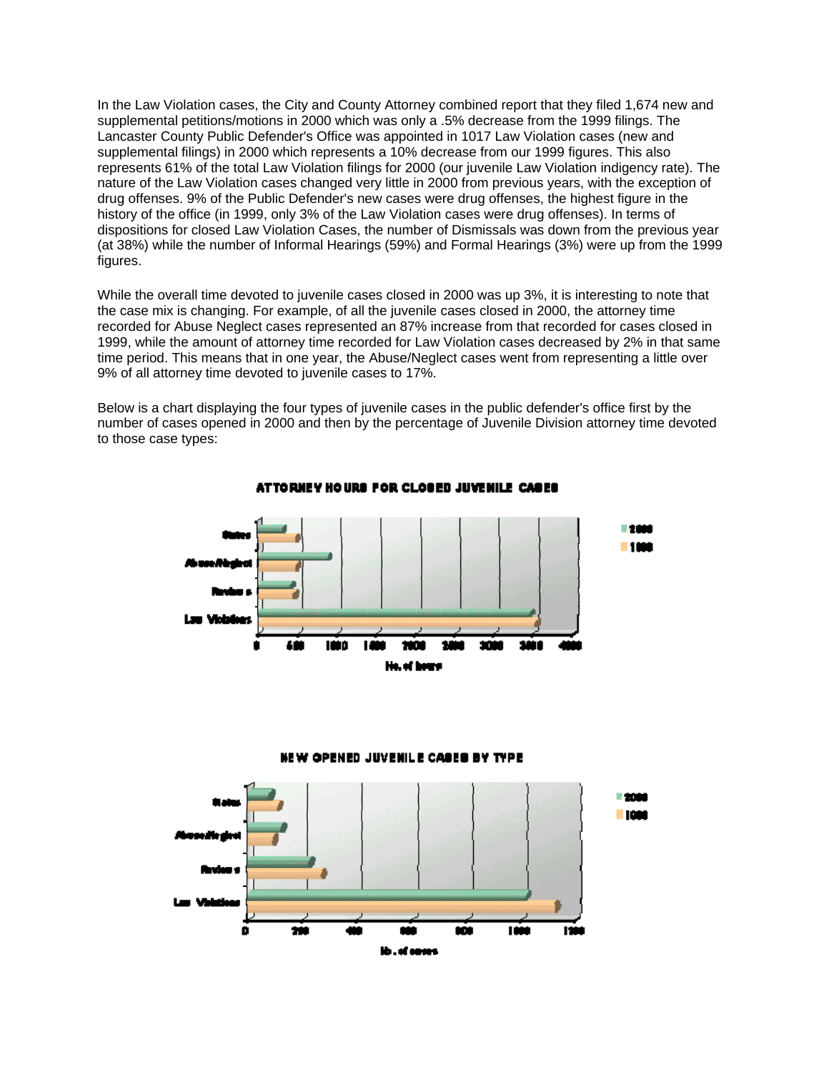In the Law Violation cases, the City and County Attorney combined report that they filed 1,674 new and supplemental petitions/motions in 2000 which was only a .5% decrease from the 1999 filings. The Lancaster County Public Defender's Office was appointed in 1017 Law Violation cases (new and supplemental filings) in 2000 which represents a 10% decrease from our 1999 figures. This also represents 61% of the total Law Violation filings for 2000 (our juvenile Law Violation indigency rate). The nature of the Law Violation cases changed very little in 2000 from previous years, with the exception of drug offenses. 9% of the Public Defender's new cases were drug offenses, the highest figure in the history of the office (in 1999, only 3% of the Law Violation cases were drug offenses). In terms of dispositions for closed Law Violation Cases, the number of Dismissals was down from the previous year (at 38%) while the number of Informal Hearings (59%) and Formal Hearings (3%) were up from the 1999 figures.

While the overall time devoted to juvenile cases closed in 2000 was up 3%, it is interesting to note that the case mix is changing. For example, of all the juvenile cases closed in 2000, the attorney time recorded for Abuse Neglect cases represented an 87% increase from that recorded for cases closed in 1999, while the amount of attorney time recorded for Law Violation cases decreased by 2% in that same time period. This means that in one year, the Abuse/Neglect cases went from representing a little over 9% of all attorney time devoted to juvenile cases to 17%.

Below is a chart displaying the four types of juvenile cases in the public defender's office first by the number of cases opened in 2000 and then by the percentage of Juvenile Division attorney time devoted to those case types:

**ATTORNEY HOURS FOR CLOSED JUVENILE CASES**

**NEW OPENED JUVENILE CASES BY TYPE**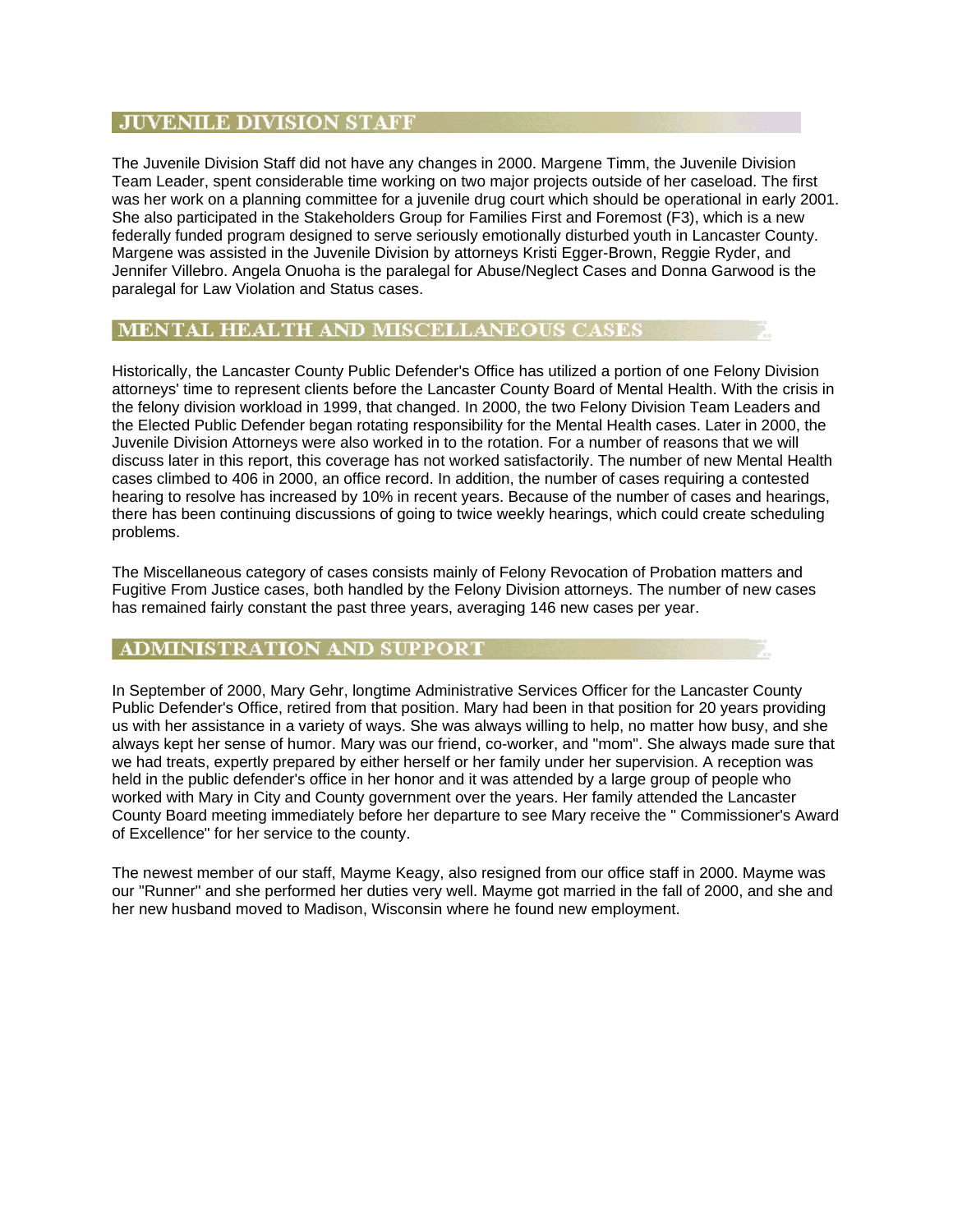## JUVENILE DIVISION STAFF

The Juvenile Division Staff did not have any changes in 2000. Margene Timm, the Juvenile Division Team Leader, spent considerable time working on two major projects outside of her caseload. The first was her work on a planning committee for a juvenile drug court which should be operational in early 2001. She also participated in the Stakeholders Group for Families First and Foremost (F3), which is a new federally funded program designed to serve seriously emotionally disturbed youth in Lancaster County. Margene was assisted in the Juvenile Division by attorneys Kristi Egger-Brown, Reggie Ryder, and Jennifer Villebro. Angela Onuoha is the paralegal for Abuse/Neglect Cases and Donna Garwood is the paralegal for Law Violation and Status cases.

## MENTAL HEALTH AND MISCELLANEOUS CASES

Historically, the Lancaster County Public Defender's Office has utilized a portion of one Felony Division attorneys' time to represent clients before the Lancaster County Board of Mental Health. With the crisis in the felony division workload in 1999, that changed. In 2000, the two Felony Division Team Leaders and the Elected Public Defender began rotating responsibility for the Mental Health cases. Later in 2000, the Juvenile Division Attorneys were also worked in to the rotation. For a number of reasons that we will discuss later in this report, this coverage has not worked satisfactorily. The number of new Mental Health cases climbed to 406 in 2000, an office record. In addition, the number of cases requiring a contested hearing to resolve has increased by 10% in recent years. Because of the number of cases and hearings, there has been continuing discussions of going to twice weekly hearings, which could create scheduling problems.

The Miscellaneous category of cases consists mainly of Felony Revocation of Probation matters and Fugitive From Justice cases, both handled by the Felony Division attorneys. The number of new cases has remained fairly constant the past three years, averaging 146 new cases per year.

## ADMINISTRATION AND SUPPORT

In September of 2000, Mary Gehr, longtime Administrative Services Officer for the Lancaster County Public Defender's Office, retired from that position. Mary had been in that position for 20 years providing us with her assistance in a variety of ways. She was always willing to help, no matter how busy, and she always kept her sense of humor. Mary was our friend, co-worker, and "mom". She always made sure that we had treats, expertly prepared by either herself or her family under her supervision. A reception was held in the public defender's office in her honor and it was attended by a large group of people who worked with Mary in City and County government over the years. Her family attended the Lancaster County Board meeting immediately before her departure to see Mary receive the " Commissioner's Award of Excellence" for her service to the county.

The newest member of our staff, Mayme Keagy, also resigned from our office staff in 2000. Mayme was our "Runner" and she performed her duties very well. Mayme got married in the fall of 2000, and she and her new husband moved to Madison, Wisconsin where he found new employment.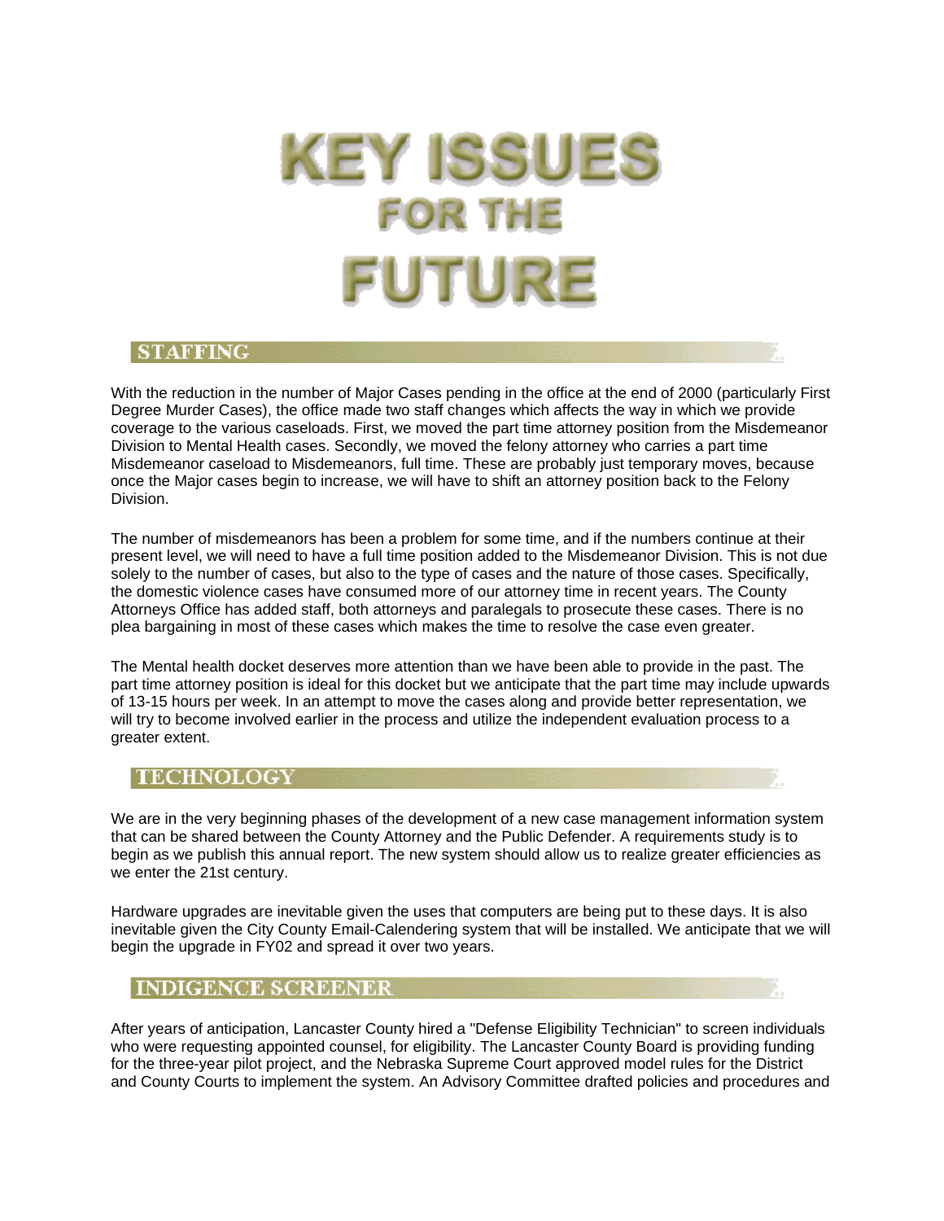# KEY ISSUES FOR THE FUTURE

## STAFFING

With the reduction in the number of Major Cases pending in the office at the end of 2000 (particularly First Degree Murder Cases), the office made two staff changes which affects the way in which we provide coverage to the various caseloads. First, we moved the part time attorney position from the Misdemeanor Division to Mental Health cases. Secondly, we moved the felony attorney who carries a part time Misdemeanor caseload to Misdemeanors, full time. These are probably just temporary moves, because once the Major cases begin to increase, we will have to shift an attorney position back to the Felony Division.

The number of misdemeanors has been a problem for some time, and if the numbers continue at their present level, we will need to have a full time position added to the Misdemeanor Division. This is not due solely to the number of cases, but also to the type of cases and the nature of those cases. Specifically, the domestic violence cases have consumed more of our attorney time in recent years. The County Attorneys Office has added staff, both attorneys and paralegals to prosecute these cases. There is no plea bargaining in most of these cases which makes the time to resolve the case even greater.

The Mental health docket deserves more attention than we have been able to provide in the past. The part time attorney position is ideal for this docket but we anticipate that the part time may include upwards of 13-15 hours per week. In an attempt to move the cases along and provide better representation, we will try to become involved earlier in the process and utilize the independent evaluation process to a greater extent.

## TECHNOLOGY

We are in the very beginning phases of the development of a new case management information system that can be shared between the County Attorney and the Public Defender. A requirements study is to begin as we publish this annual report. The new system should allow us to realize greater efficiencies as we enter the 21st century.

Hardware upgrades are inevitable given the uses that computers are being put to these days. It is also inevitable given the City County Email-Calendering system that will be installed. We anticipate that we will begin the upgrade in FY02 and spread it over two years.

## INDIGENCE SCREENER

After years of anticipation, Lancaster County hired a "Defense Eligibility Technician" to screen individuals who were requesting appointed counsel, for eligibility. The Lancaster County Board is providing funding for the three-year pilot project, and the Nebraska Supreme Court approved model rules for the District and County Courts to implement the system. An Advisory Committee drafted policies and procedures and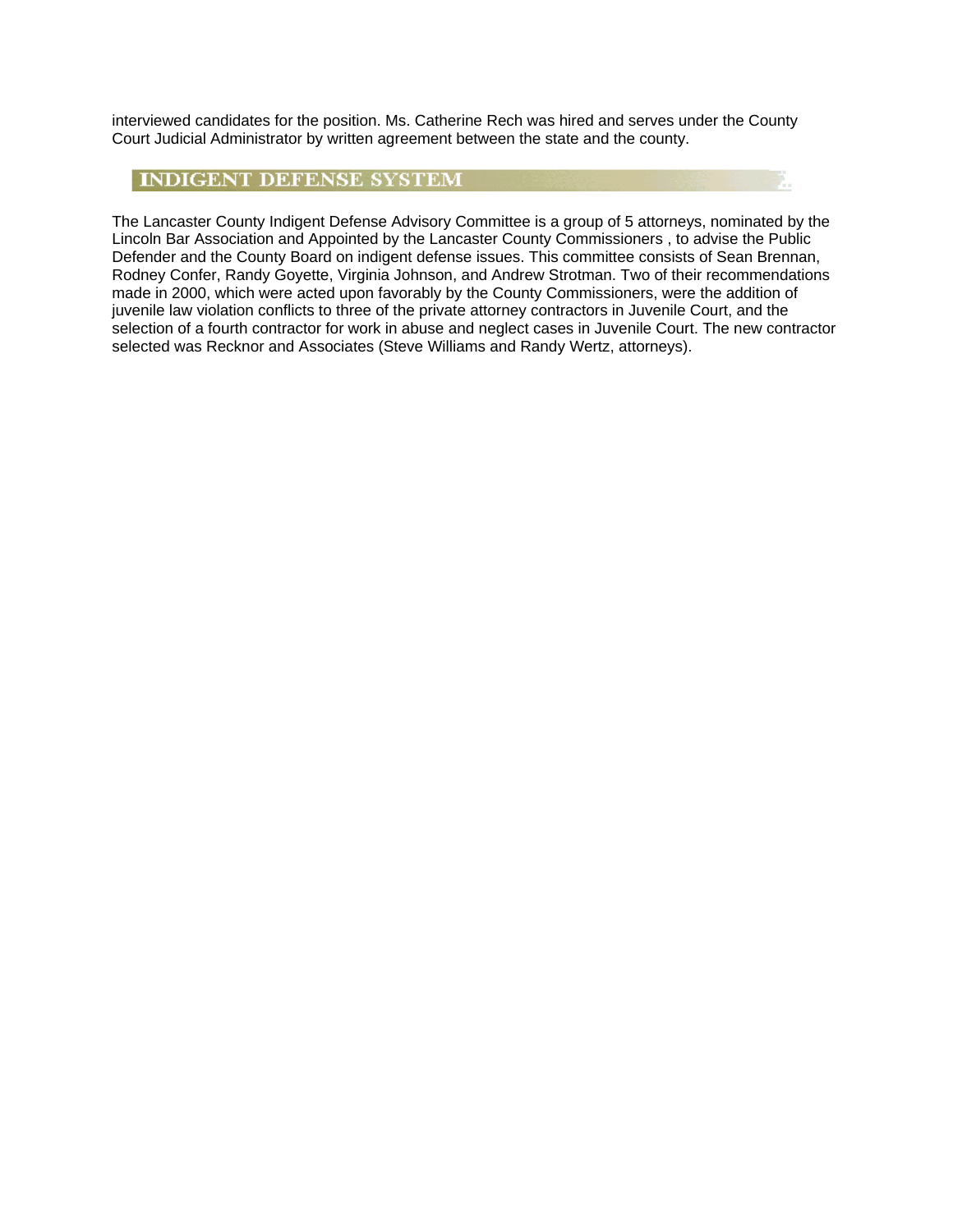interviewed candidates for the position. Ms. Catherine Rech was hired and serves under the County Court Judicial Administrator by written agreement between the state and the county.

## INDIGENT DEFENSE SYSTEM

The Lancaster County Indigent Defense Advisory Committee is a group of 5 attorneys, nominated by the Lincoln Bar Association and Appointed by the Lancaster County Commissioners , to advise the Public Defender and the County Board on indigent defense issues. This committee consists of Sean Brennan, Rodney Confer, Randy Goyette, Virginia Johnson, and Andrew Strotman. Two of their recommendations made in 2000, which were acted upon favorably by the County Commissioners, were the addition of juvenile law violation conflicts to three of the private attorney contractors in Juvenile Court, and the selection of a fourth contractor for work in abuse and neglect cases in Juvenile Court. The new contractor selected was Recknor and Associates (Steve Williams and Randy Wertz, attorneys).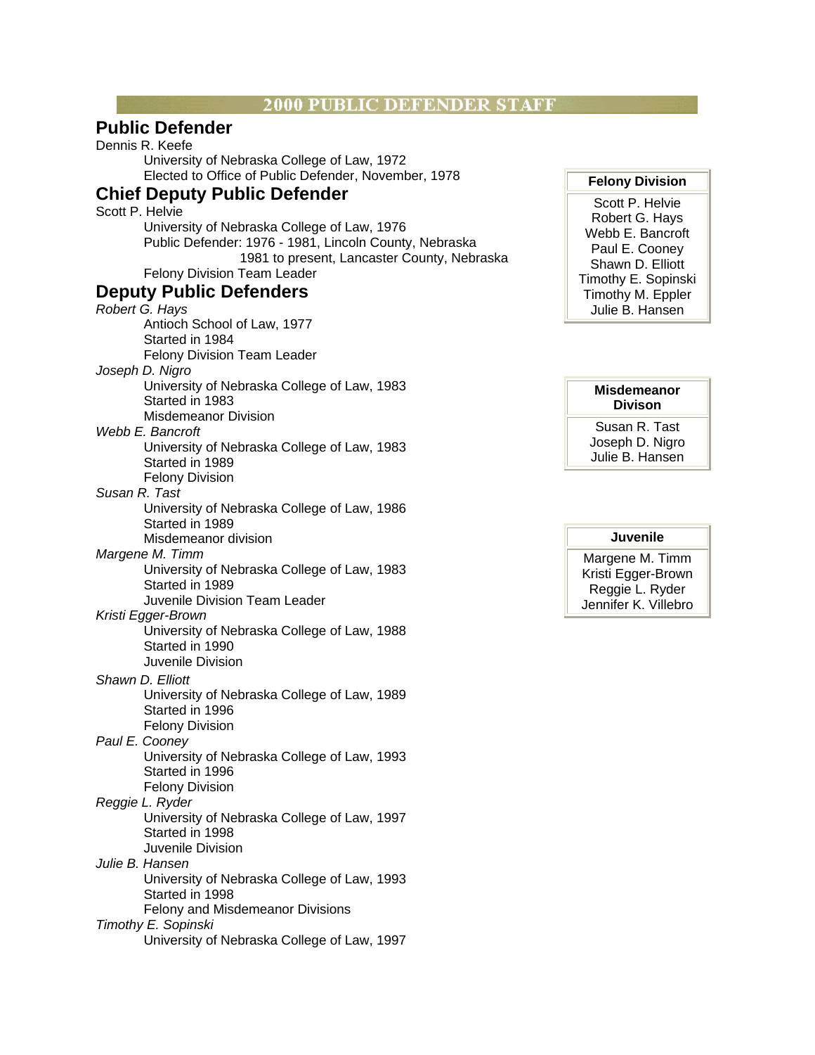# 2000 PUBLIC DEFENDER STAFF

## Public Defender

Dennis R. Keefe
University of Nebraska College of Law, 1972
Elected to Office of Public Defender, November, 1978

## Chief Deputy Public Defender

Scott P. Helvie
University of Nebraska College of Law, 1976
Public Defender: 1976 - 1981, Lincoln County, Nebraska
1981 to present, Lancaster County, Nebraska
Felony Division Team Leader

## Deputy Public Defenders

*Robert G. Hays*
Antioch School of Law, 1977
Started in 1984
Felony Division Team Leader

*Joseph D. Nigro*
University of Nebraska College of Law, 1983
Started in 1983
Misdemeanor Division

*Webb E. Bancroft*
University of Nebraska College of Law, 1983
Started in 1989
Felony Division

*Susan R. Tast*
University of Nebraska College of Law, 1986
Started in 1989
Misdemeanor division

*Margene M. Timm*
University of Nebraska College of Law, 1983
Started in 1989
Juvenile Division Team Leader

*Kristi Egger-Brown*
University of Nebraska College of Law, 1988
Started in 1990
Juvenile Division

*Shawn D. Elliott*
University of Nebraska College of Law, 1989
Started in 1996
Felony Division

*Paul E. Cooney*
University of Nebraska College of Law, 1993
Started in 1996
Felony Division

*Reggie L. Ryder*
University of Nebraska College of Law, 1997
Started in 1998
Juvenile Division

*Julie B. Hansen*
University of Nebraska College of Law, 1993
Started in 1998
Felony and Misdemeanor Divisions

*Timothy E. Sopinski*
University of Nebraska College of Law, 1997

| Felony Division |
| --- |
| Scott P. Helvie |
| Robert G. Hays |
| Webb E. Bancroft |
| Paul E. Cooney |
| Shawn D. Elliott |
| Timothy E. Sopinski |
| Timothy M. Eppler |
| Julie B. Hansen |

| Misdemeanor Divison |
| --- |
| Susan R. Tast |
| Joseph D. Nigro |
| Julie B. Hansen |

| Juvenile |
| --- |
| Margene M. Timm |
| Kristi Egger-Brown |
| Reggie L. Ryder |
| Jennifer K. Villebro |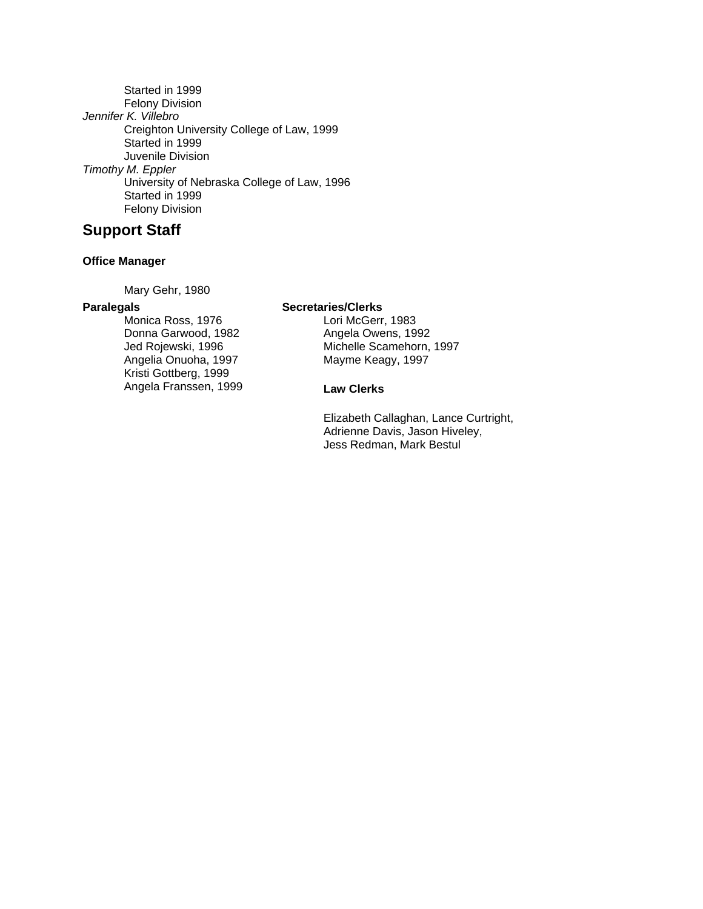Started in 1999
Felony Division

*Jennifer K. Villebro*
Creighton University College of Law, 1999
Started in 1999
Juvenile Division

*Timothy M. Eppler*
University of Nebraska College of Law, 1996
Started in 1999
Felony Division

## Support Staff

**Office Manager**

Mary Gehr, 1980

**Paralegals**

Monica Ross, 1976
Donna Garwood, 1982
Jed Rojewski, 1996
Angelia Onuoha, 1997
Kristi Gottberg, 1999
Angela Franssen, 1999

**Secretaries/Clerks**

Lori McGerr, 1983
Angela Owens, 1992
Michelle Scamehorn, 1997
Mayme Keagy, 1997

**Law Clerks**

Elizabeth Callaghan, Lance Curtright,
Adrienne Davis, Jason Hiveley,
Jess Redman, Mark Bestul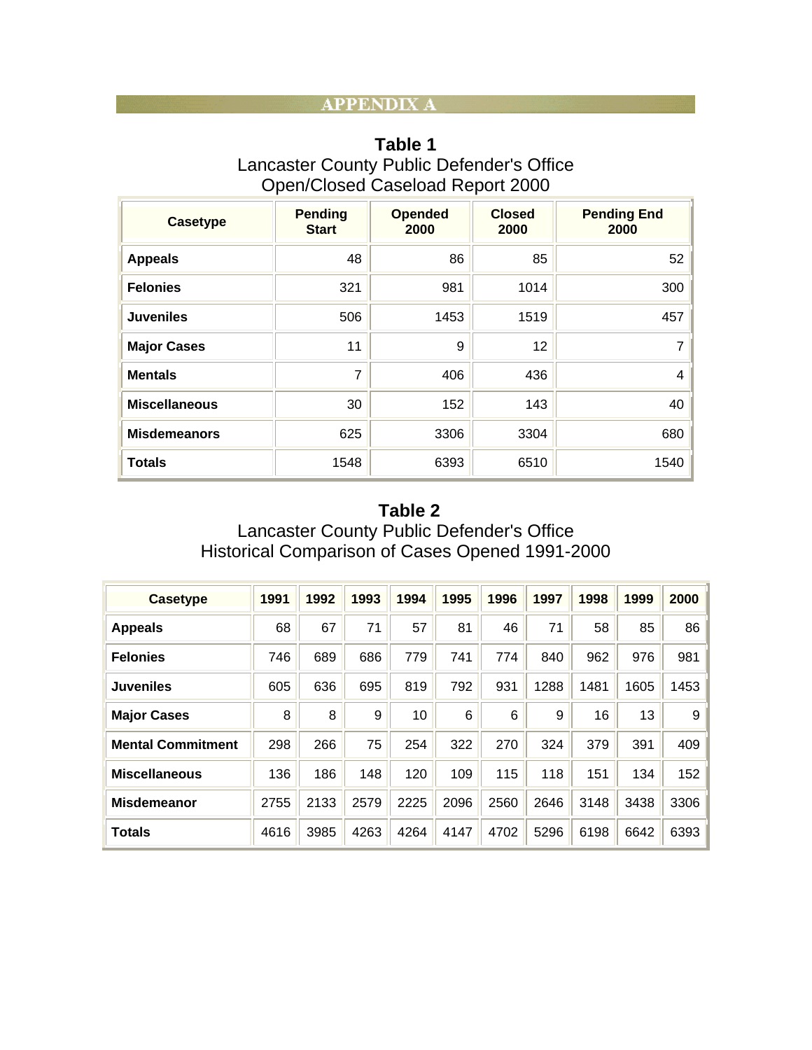# APPENDIX A

**Table 1**
Lancaster County Public Defender's Office
Open/Closed Caseload Report 2000

| Casetype | Pending Start | Opended 2000 | Closed 2000 | Pending End 2000 |
|---|---|---|---|---|
| **Appeals** | 48 | 86 | 85 | 52 |
| **Felonies** | 321 | 981 | 1014 | 300 |
| **Juveniles** | 506 | 1453 | 1519 | 457 |
| **Major Cases** | 11 | 9 | 12 | 7 |
| **Mentals** | 7 | 406 | 436 | 4 |
| **Miscellaneous** | 30 | 152 | 143 | 40 |
| **Misdemeanors** | 625 | 3306 | 3304 | 680 |
| **Totals** | 1548 | 6393 | 6510 | 1540 |

**Table 2**
Lancaster County Public Defender's Office
Historical Comparison of Cases Opened 1991-2000

| Casetype | 1991 | 1992 | 1993 | 1994 | 1995 | 1996 | 1997 | 1998 | 1999 | 2000 |
|---|---|---|---|---|---|---|---|---|---|---|
| **Appeals** | 68 | 67 | 71 | 57 | 81 | 46 | 71 | 58 | 85 | 86 |
| **Felonies** | 746 | 689 | 686 | 779 | 741 | 774 | 840 | 962 | 976 | 981 |
| **Juveniles** | 605 | 636 | 695 | 819 | 792 | 931 | 1288 | 1481 | 1605 | 1453 |
| **Major Cases** | 8 | 8 | 9 | 10 | 6 | 6 | 9 | 16 | 13 | 9 |
| **Mental Commitment** | 298 | 266 | 75 | 254 | 322 | 270 | 324 | 379 | 391 | 409 |
| **Miscellaneous** | 136 | 186 | 148 | 120 | 109 | 115 | 118 | 151 | 134 | 152 |
| **Misdemeanor** | 2755 | 2133 | 2579 | 2225 | 2096 | 2560 | 2646 | 3148 | 3438 | 3306 |
| **Totals** | 4616 | 3985 | 4263 | 4264 | 4147 | 4702 | 5296 | 6198 | 6642 | 6393 |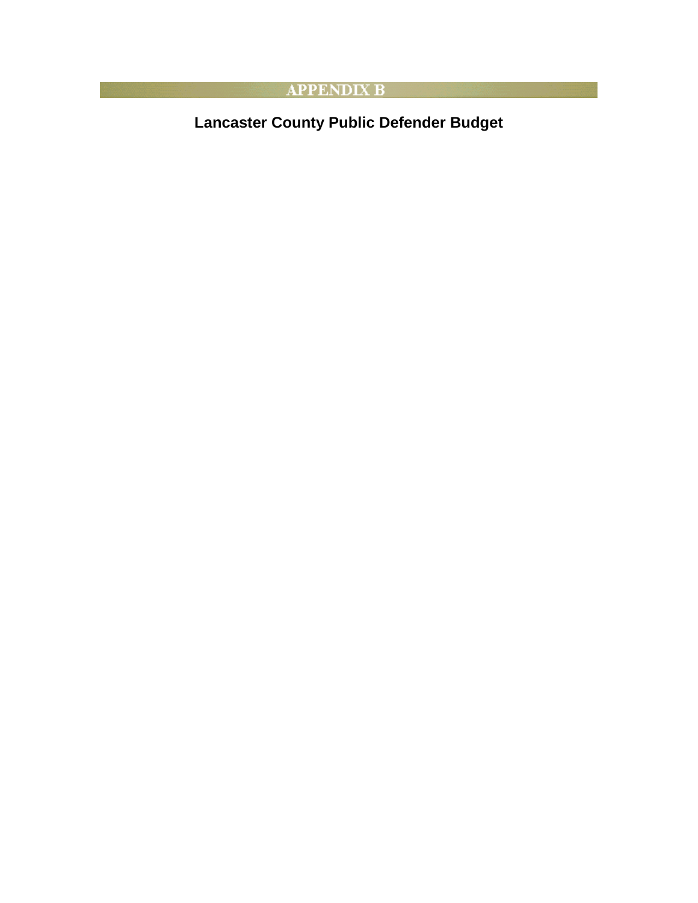# APPENDIX B

## Lancaster County Public Defender Budget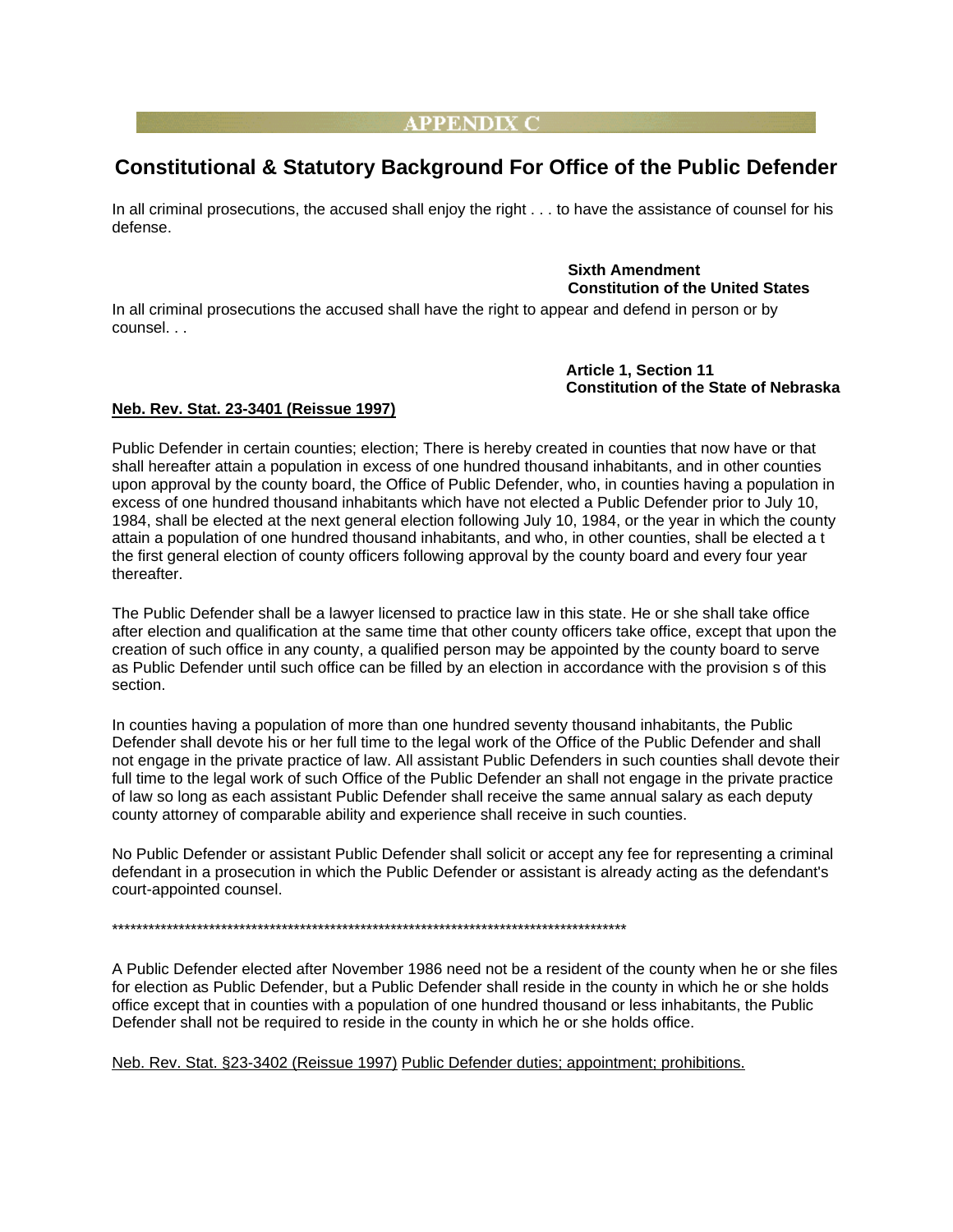## APPENDIX C

# Constitutional & Statutory Background For Office of the Public Defender

In all criminal prosecutions, the accused shall enjoy the right . . . to have the assistance of counsel for his defense.

**Sixth Amendment**
**Constitution of the United States**

In all criminal prosecutions the accused shall have the right to appear and defend in person or by counsel. . .

**Article 1, Section 11**
**Constitution of the State of Nebraska**

**Neb. Rev. Stat. 23-3401 (Reissue 1997)**

Public Defender in certain counties; election; There is hereby created in counties that now have or that shall hereafter attain a population in excess of one hundred thousand inhabitants, and in other counties upon approval by the county board, the Office of Public Defender, who, in counties having a population in excess of one hundred thousand inhabitants which have not elected a Public Defender prior to July 10, 1984, shall be elected at the next general election following July 10, 1984, or the year in which the county attain a population of one hundred thousand inhabitants, and who, in other counties, shall be elected a t the first general election of county officers following approval by the county board and every four year thereafter.

The Public Defender shall be a lawyer licensed to practice law in this state. He or she shall take office after election and qualification at the same time that other county officers take office, except that upon the creation of such office in any county, a qualified person may be appointed by the county board to serve as Public Defender until such office can be filled by an election in accordance with the provision s of this section.

In counties having a population of more than one hundred seventy thousand inhabitants, the Public Defender shall devote his or her full time to the legal work of the Office of the Public Defender and shall not engage in the private practice of law. All assistant Public Defenders in such counties shall devote their full time to the legal work of such Office of the Public Defender an shall not engage in the private practice of law so long as each assistant Public Defender shall receive the same annual salary as each deputy county attorney of comparable ability and experience shall receive in such counties.

No Public Defender or assistant Public Defender shall solicit or accept any fee for representing a criminal defendant in a prosecution in which the Public Defender or assistant is already acting as the defendant's court-appointed counsel.

****************************************************************************************

A Public Defender elected after November 1986 need not be a resident of the county when he or she files for election as Public Defender, but a Public Defender shall reside in the county in which he or she holds office except that in counties with a population of one hundred thousand or less inhabitants, the Public Defender shall not be required to reside in the county in which he or she holds office.

Neb. Rev. Stat. §23-3402 (Reissue 1997) Public Defender duties; appointment; prohibitions.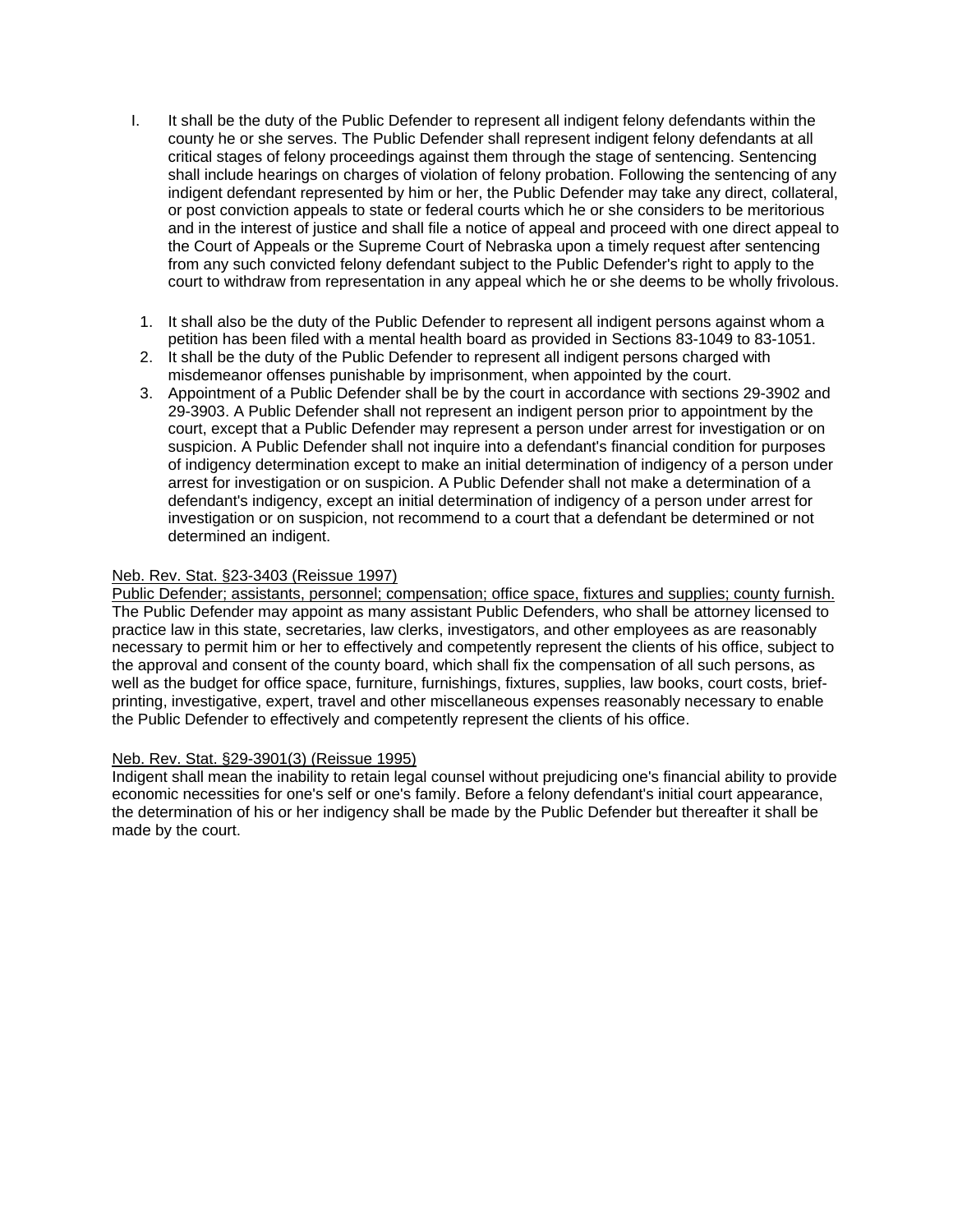I. It shall be the duty of the Public Defender to represent all indigent felony defendants within the county he or she serves. The Public Defender shall represent indigent felony defendants at all critical stages of felony proceedings against them through the stage of sentencing. Sentencing shall include hearings on charges of violation of felony probation. Following the sentencing of any indigent defendant represented by him or her, the Public Defender may take any direct, collateral, or post conviction appeals to state or federal courts which he or she considers to be meritorious and in the interest of justice and shall file a notice of appeal and proceed with one direct appeal to the Court of Appeals or the Supreme Court of Nebraska upon a timely request after sentencing from any such convicted felony defendant subject to the Public Defender's right to apply to the court to withdraw from representation in any appeal which he or she deems to be wholly frivolous.

1. It shall also be the duty of the Public Defender to represent all indigent persons against whom a petition has been filed with a mental health board as provided in Sections 83-1049 to 83-1051.
2. It shall be the duty of the Public Defender to represent all indigent persons charged with misdemeanor offenses punishable by imprisonment, when appointed by the court.
3. Appointment of a Public Defender shall be by the court in accordance with sections 29-3902 and 29-3903. A Public Defender shall not represent an indigent person prior to appointment by the court, except that a Public Defender may represent a person under arrest for investigation or on suspicion. A Public Defender shall not inquire into a defendant's financial condition for purposes of indigency determination except to make an initial determination of indigency of a person under arrest for investigation or on suspicion. A Public Defender shall not make a determination of a defendant's indigency, except an initial determination of indigency of a person under arrest for investigation or on suspicion, not recommend to a court that a defendant be determined or not determined an indigent.

<u>Neb. Rev. Stat. §23-3403 (Reissue 1997)</u>

<u>Public Defender; assistants, personnel; compensation; office space, fixtures and supplies; county furnish.</u>
The Public Defender may appoint as many assistant Public Defenders, who shall be attorney licensed to practice law in this state, secretaries, law clerks, investigators, and other employees as are reasonably necessary to permit him or her to effectively and competently represent the clients of his office, subject to the approval and consent of the county board, which shall fix the compensation of all such persons, as well as the budget for office space, furniture, furnishings, fixtures, supplies, law books, court costs, brief-printing, investigative, expert, travel and other miscellaneous expenses reasonably necessary to enable the Public Defender to effectively and competently represent the clients of his office.

<u>Neb. Rev. Stat. §29-3901(3) (Reissue 1995)</u>

Indigent shall mean the inability to retain legal counsel without prejudicing one's financial ability to provide economic necessities for one's self or one's family. Before a felony defendant's initial court appearance, the determination of his or her indigency shall be made by the Public Defender but thereafter it shall be made by the court.